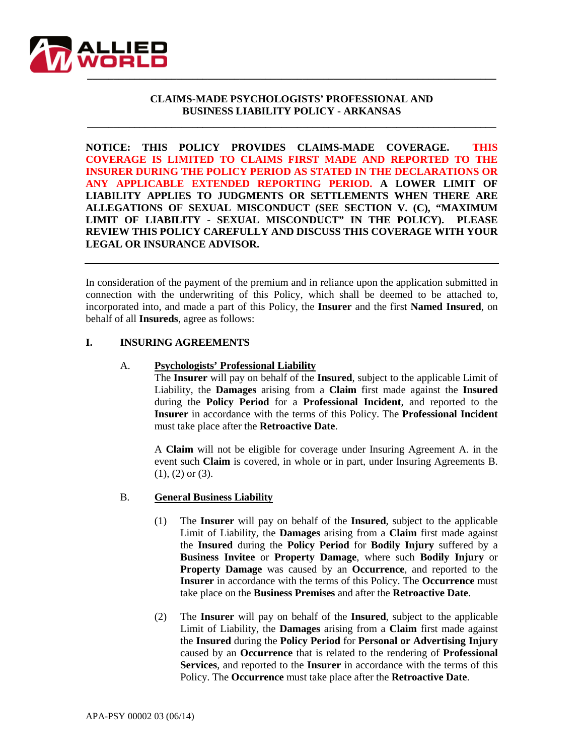# CLAIMS-MADE PSYCHOLOGISTS' PROFESSIONAL AND BUSINESS LIABILITY POLICY - ARKANSAS

**NOTICE: THIS POLICY PROVIDES CLAIMS-MADE COVERAGE. THIS COVERAGE IS LIMITED TO CLAIMS FIRST MADE AND REPORTED TO THE INSURER DURING THE POLICY PERIOD AS STATED IN THE DECLARATIONS OR ANY APPLICABLE EXTENDED REPORTING PERIOD. A LOWER LIMIT OF LIABILITY APPLIES TO JUDGMENTS OR SETTLEMENTS WHEN THERE ARE ALLEGATIONS OF SEXUAL MISCONDUCT (SEE SECTION V. (C), "MAXIMUM LIMIT OF LIABILITY - SEXUAL MISCONDUCT" IN THE POLICY). PLEASE REVIEW THIS POLICY CAREFULLY AND DISCUSS THIS COVERAGE WITH YOUR LEGAL OR INSURANCE ADVISOR.**

---

In consideration of the payment of the premium and in reliance upon the application submitted in connection with the underwriting of this Policy, which shall be deemed to be attached to, incorporated into, and made a part of this Policy, the **Insurer** and the first **Named Insured**, on behalf of all **Insureds**, agree as follows:

## I. INSURING AGREEMENTS

A. **Psychologists' Professional Liability**

The **Insurer** will pay on behalf of the **Insured**, subject to the applicable Limit of Liability, the **Damages** arising from a **Claim** first made against the **Insured** during the **Policy Period** for a **Professional Incident**, and reported to the **Insurer** in accordance with the terms of this Policy. The **Professional Incident** must take place after the **Retroactive Date**.

A **Claim** will not be eligible for coverage under Insuring Agreement A. in the event such **Claim** is covered, in whole or in part, under Insuring Agreements B. (1), (2) or (3).

B. **General Business Liability**

(1) The **Insurer** will pay on behalf of the **Insured**, subject to the applicable Limit of Liability, the **Damages** arising from a **Claim** first made against the **Insured** during the **Policy Period** for **Bodily Injury** suffered by a **Business Invitee** or **Property Damage**, where such **Bodily Injury** or **Property Damage** was caused by an **Occurrence**, and reported to the **Insurer** in accordance with the terms of this Policy. The **Occurrence** must take place on the **Business Premises** and after the **Retroactive Date**.

(2) The **Insurer** will pay on behalf of the **Insured**, subject to the applicable Limit of Liability, the **Damages** arising from a **Claim** first made against the **Insured** during the **Policy Period** for **Personal or Advertising Injury** caused by an **Occurrence** that is related to the rendering of **Professional Services**, and reported to the **Insurer** in accordance with the terms of this Policy. The **Occurrence** must take place after the **Retroactive Date**.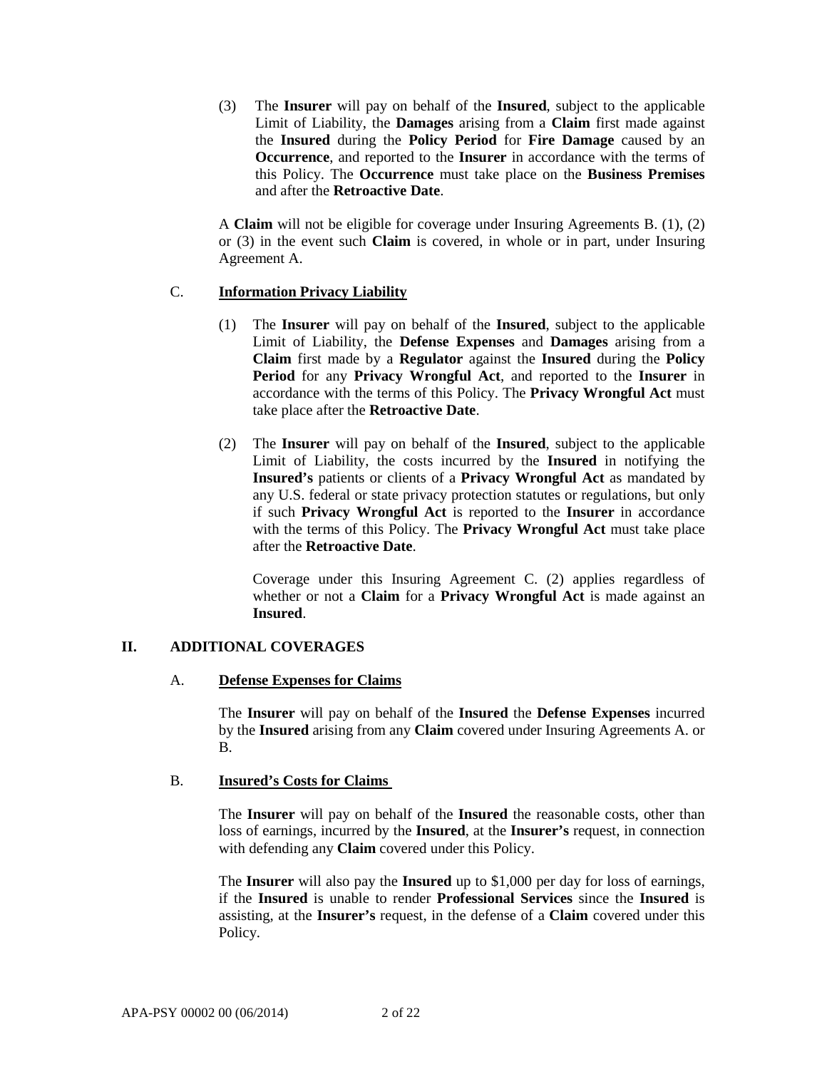(3) The **Insurer** will pay on behalf of the **Insured**, subject to the applicable Limit of Liability, the **Damages** arising from a **Claim** first made against the **Insured** during the **Policy Period** for **Fire Damage** caused by an **Occurrence**, and reported to the **Insurer** in accordance with the terms of this Policy. The **Occurrence** must take place on the **Business Premises** and after the **Retroactive Date**.

A **Claim** will not be eligible for coverage under Insuring Agreements B. (1), (2) or (3) in the event such **Claim** is covered, in whole or in part, under Insuring Agreement A.

C. **Information Privacy Liability**

(1) The **Insurer** will pay on behalf of the **Insured**, subject to the applicable Limit of Liability, the **Defense Expenses** and **Damages** arising from a **Claim** first made by a **Regulator** against the **Insured** during the **Policy Period** for any **Privacy Wrongful Act**, and reported to the **Insurer** in accordance with the terms of this Policy. The **Privacy Wrongful Act** must take place after the **Retroactive Date**.

(2) The **Insurer** will pay on behalf of the **Insured**, subject to the applicable Limit of Liability, the costs incurred by the **Insured** in notifying the **Insured's** patients or clients of a **Privacy Wrongful Act** as mandated by any U.S. federal or state privacy protection statutes or regulations, but only if such **Privacy Wrongful Act** is reported to the **Insurer** in accordance with the terms of this Policy. The **Privacy Wrongful Act** must take place after the **Retroactive Date**.

Coverage under this Insuring Agreement C. (2) applies regardless of whether or not a **Claim** for a **Privacy Wrongful Act** is made against an **Insured**.

## II. ADDITIONAL COVERAGES

A. **Defense Expenses for Claims**

The **Insurer** will pay on behalf of the **Insured** the **Defense Expenses** incurred by the **Insured** arising from any **Claim** covered under Insuring Agreements A. or B.

B. **Insured's Costs for Claims**

The **Insurer** will pay on behalf of the **Insured** the reasonable costs, other than loss of earnings, incurred by the **Insured**, at the **Insurer's** request, in connection with defending any **Claim** covered under this Policy.

The **Insurer** will also pay the **Insured** up to $1,000 per day for loss of earnings, if the **Insured** is unable to render **Professional Services** since the **Insured** is assisting, at the **Insurer's** request, in the defense of a **Claim** covered under this Policy.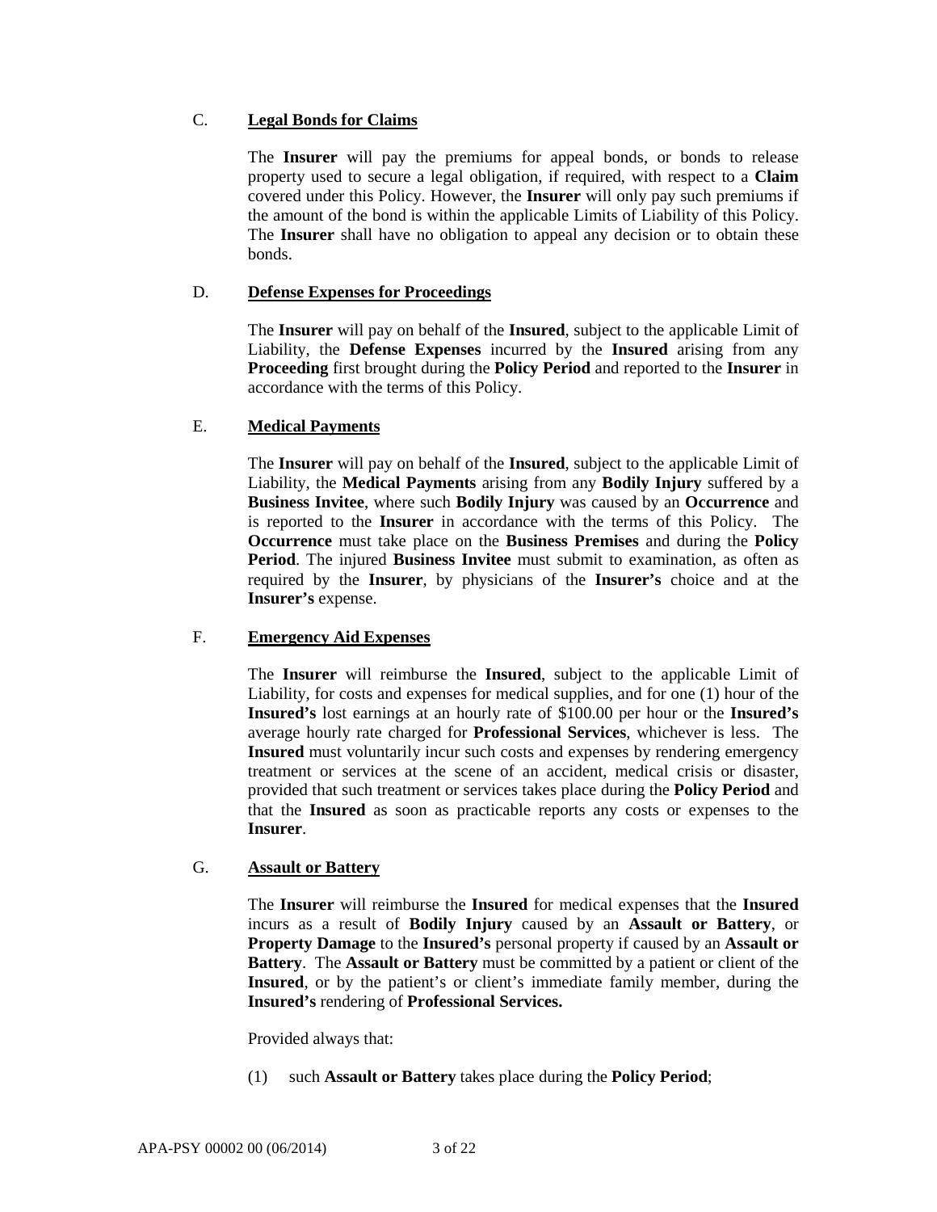C. **Legal Bonds for Claims**

The **Insurer** will pay the premiums for appeal bonds, or bonds to release property used to secure a legal obligation, if required, with respect to a **Claim** covered under this Policy. However, the **Insurer** will only pay such premiums if the amount of the bond is within the applicable Limits of Liability of this Policy. The **Insurer** shall have no obligation to appeal any decision or to obtain these bonds.

D. **Defense Expenses for Proceedings**

The **Insurer** will pay on behalf of the **Insured**, subject to the applicable Limit of Liability, the **Defense Expenses** incurred by the **Insured** arising from any **Proceeding** first brought during the **Policy Period** and reported to the **Insurer** in accordance with the terms of this Policy.

E. **Medical Payments**

The **Insurer** will pay on behalf of the **Insured**, subject to the applicable Limit of Liability, the **Medical Payments** arising from any **Bodily Injury** suffered by a **Business Invitee**, where such **Bodily Injury** was caused by an **Occurrence** and is reported to the **Insurer** in accordance with the terms of this Policy. The **Occurrence** must take place on the **Business Premises** and during the **Policy Period**. The injured **Business Invitee** must submit to examination, as often as required by the **Insurer**, by physicians of the **Insurer's** choice and at the **Insurer's** expense.

F. **Emergency Aid Expenses**

The **Insurer** will reimburse the **Insured**, subject to the applicable Limit of Liability, for costs and expenses for medical supplies, and for one (1) hour of the **Insured's** lost earnings at an hourly rate of $100.00 per hour or the **Insured's** average hourly rate charged for **Professional Services**, whichever is less. The **Insured** must voluntarily incur such costs and expenses by rendering emergency treatment or services at the scene of an accident, medical crisis or disaster, provided that such treatment or services takes place during the **Policy Period** and that the **Insured** as soon as practicable reports any costs or expenses to the **Insurer**.

G. **Assault or Battery**

The **Insurer** will reimburse the **Insured** for medical expenses that the **Insured** incurs as a result of **Bodily Injury** caused by an **Assault or Battery**, or **Property Damage** to the **Insured's** personal property if caused by an **Assault or Battery**. The **Assault or Battery** must be committed by a patient or client of the **Insured**, or by the patient's or client's immediate family member, during the **Insured's** rendering of **Professional Services.**

Provided always that:

(1) such **Assault or Battery** takes place during the **Policy Period**;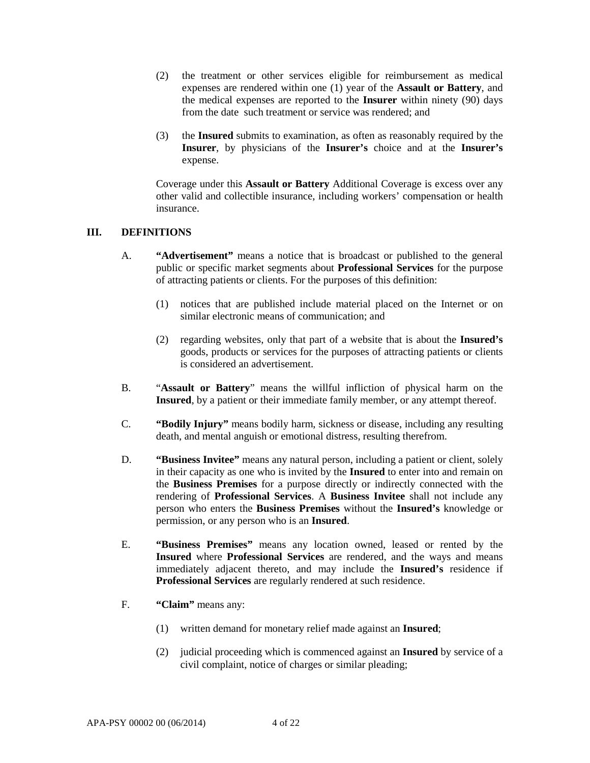(2) the treatment or other services eligible for reimbursement as medical expenses are rendered within one (1) year of the **Assault or Battery**, and the medical expenses are reported to the **Insurer** within ninety (90) days from the date such treatment or service was rendered; and

(3) the **Insured** submits to examination, as often as reasonably required by the **Insurer**, by physicians of the **Insurer's** choice and at the **Insurer's** expense.

Coverage under this **Assault or Battery** Additional Coverage is excess over any other valid and collectible insurance, including workers' compensation or health insurance.

## III. DEFINITIONS

A. **"Advertisement"** means a notice that is broadcast or published to the general public or specific market segments about **Professional Services** for the purpose of attracting patients or clients. For the purposes of this definition:

(1) notices that are published include material placed on the Internet or on similar electronic means of communication; and

(2) regarding websites, only that part of a website that is about the **Insured's** goods, products or services for the purposes of attracting patients or clients is considered an advertisement.

B. "**Assault or Battery**" means the willful infliction of physical harm on the **Insured**, by a patient or their immediate family member, or any attempt thereof.

C. **"Bodily Injury"** means bodily harm, sickness or disease, including any resulting death, and mental anguish or emotional distress, resulting therefrom.

D. **"Business Invitee"** means any natural person, including a patient or client, solely in their capacity as one who is invited by the **Insured** to enter into and remain on the **Business Premises** for a purpose directly or indirectly connected with the rendering of **Professional Services**. A **Business Invitee** shall not include any person who enters the **Business Premises** without the **Insured's** knowledge or permission, or any person who is an **Insured**.

E. **"Business Premises"** means any location owned, leased or rented by the **Insured** where **Professional Services** are rendered, and the ways and means immediately adjacent thereto, and may include the **Insured's** residence if **Professional Services** are regularly rendered at such residence.

F. **"Claim"** means any:

(1) written demand for monetary relief made against an **Insured**;

(2) judicial proceeding which is commenced against an **Insured** by service of a civil complaint, notice of charges or similar pleading;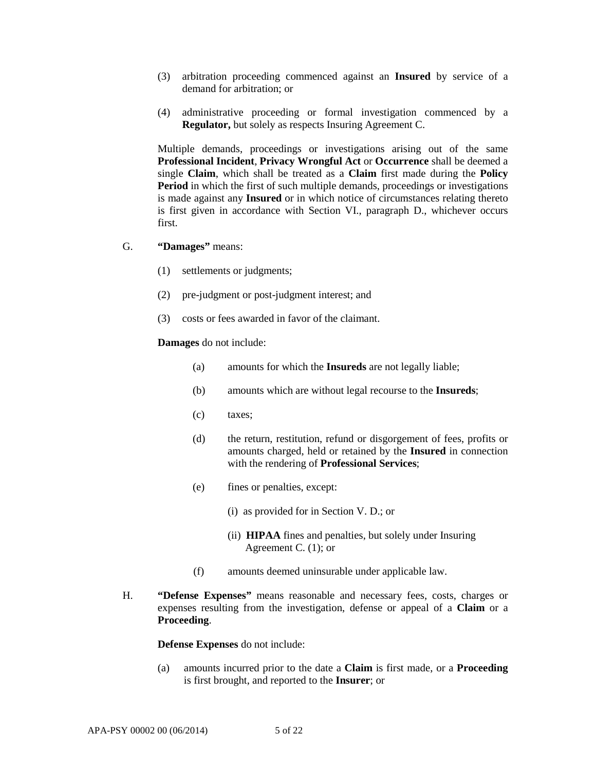(3) arbitration proceeding commenced against an **Insured** by service of a demand for arbitration; or

(4) administrative proceeding or formal investigation commenced by a **Regulator,** but solely as respects Insuring Agreement C.

Multiple demands, proceedings or investigations arising out of the same **Professional Incident**, **Privacy Wrongful Act** or **Occurrence** shall be deemed a single **Claim**, which shall be treated as a **Claim** first made during the **Policy Period** in which the first of such multiple demands, proceedings or investigations is made against any **Insured** or in which notice of circumstances relating thereto is first given in accordance with Section VI., paragraph D., whichever occurs first.

G. **"Damages"** means:

(1) settlements or judgments;

(2) pre-judgment or post-judgment interest; and

(3) costs or fees awarded in favor of the claimant.

**Damages** do not include:

(a) amounts for which the **Insureds** are not legally liable;

(b) amounts which are without legal recourse to the **Insureds**;

(c) taxes;

(d) the return, restitution, refund or disgorgement of fees, profits or amounts charged, held or retained by the **Insured** in connection with the rendering of **Professional Services**;

(e) fines or penalties, except:

(i) as provided for in Section V. D.; or

(ii) **HIPAA** fines and penalties, but solely under Insuring Agreement C. (1); or

(f) amounts deemed uninsurable under applicable law.

H. **"Defense Expenses"** means reasonable and necessary fees, costs, charges or expenses resulting from the investigation, defense or appeal of a **Claim** or a **Proceeding**.

**Defense Expenses** do not include:

(a) amounts incurred prior to the date a **Claim** is first made, or a **Proceeding** is first brought, and reported to the **Insurer**; or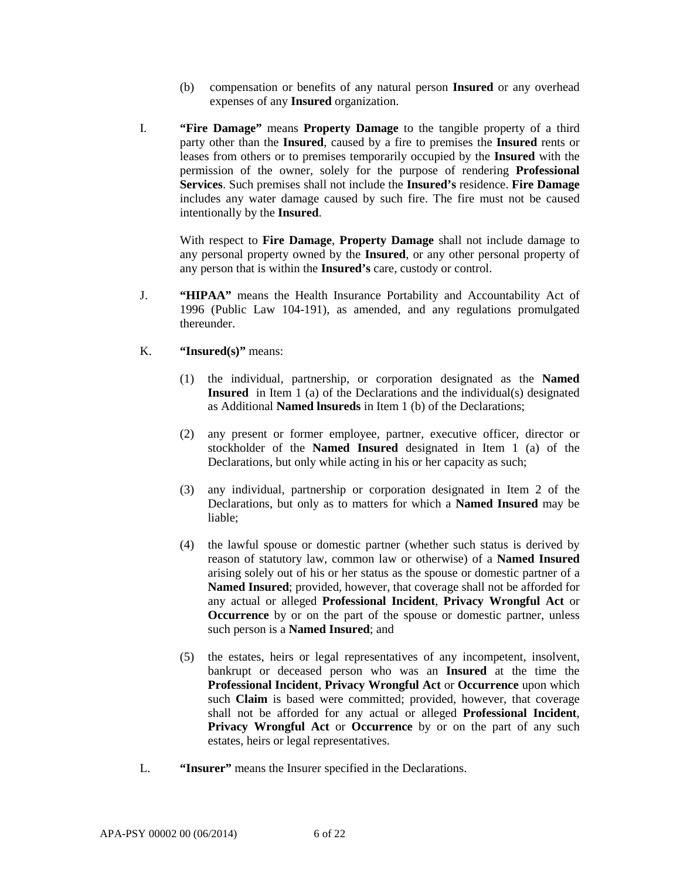(b) compensation or benefits of any natural person **Insured** or any overhead expenses of any **Insured** organization.

I. **"Fire Damage"** means **Property Damage** to the tangible property of a third party other than the **Insured**, caused by a fire to premises the **Insured** rents or leases from others or to premises temporarily occupied by the **Insured** with the permission of the owner, solely for the purpose of rendering **Professional Services**. Such premises shall not include the **Insured's** residence. **Fire Damage** includes any water damage caused by such fire. The fire must not be caused intentionally by the **Insured**.

With respect to **Fire Damage**, **Property Damage** shall not include damage to any personal property owned by the **Insured**, or any other personal property of any person that is within the **Insured's** care, custody or control.

J. **"HIPAA"** means the Health Insurance Portability and Accountability Act of 1996 (Public Law 104-191), as amended, and any regulations promulgated thereunder.

K. **"Insured(s)"** means:

(1) the individual, partnership, or corporation designated as the **Named Insured** in Item 1 (a) of the Declarations and the individual(s) designated as Additional **Named lnsureds** in Item 1 (b) of the Declarations;

(2) any present or former employee, partner, executive officer, director or stockholder of the **Named Insured** designated in Item 1 (a) of the Declarations, but only while acting in his or her capacity as such;

(3) any individual, partnership or corporation designated in Item 2 of the Declarations, but only as to matters for which a **Named Insured** may be liable;

(4) the lawful spouse or domestic partner (whether such status is derived by reason of statutory law, common law or otherwise) of a **Named Insured** arising solely out of his or her status as the spouse or domestic partner of a **Named Insured**; provided, however, that coverage shall not be afforded for any actual or alleged **Professional Incident**, **Privacy Wrongful Act** or **Occurrence** by or on the part of the spouse or domestic partner, unless such person is a **Named Insured**; and

(5) the estates, heirs or legal representatives of any incompetent, insolvent, bankrupt or deceased person who was an **Insured** at the time the **Professional Incident**, **Privacy Wrongful Act** or **Occurrence** upon which such **Claim** is based were committed; provided, however, that coverage shall not be afforded for any actual or alleged **Professional Incident**, **Privacy Wrongful Act** or **Occurrence** by or on the part of any such estates, heirs or legal representatives.

L. **"Insurer"** means the Insurer specified in the Declarations.

APA-PSY 00002 00 (06/2014)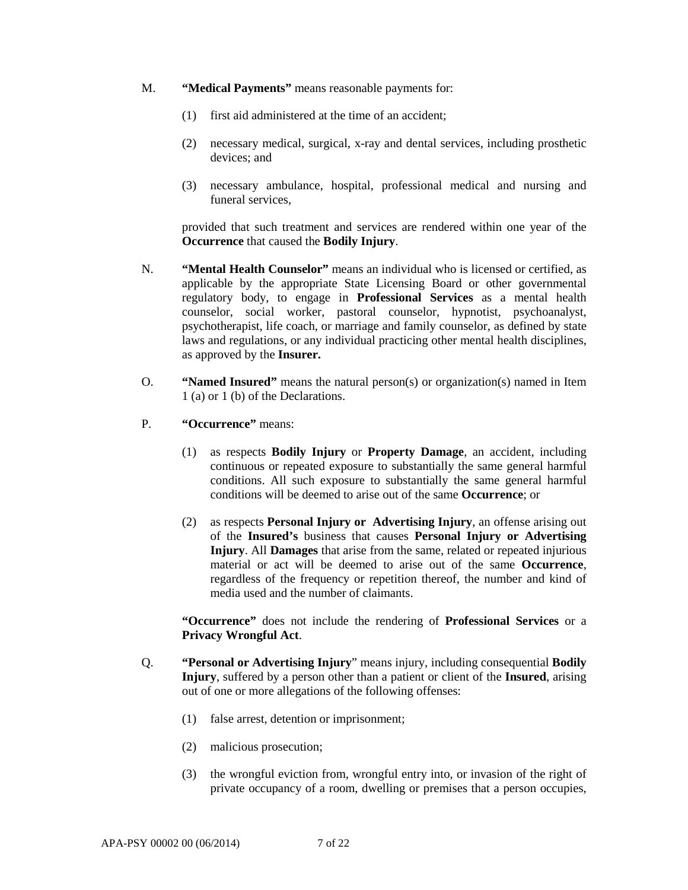M. **"Medical Payments"** means reasonable payments for:

(1) first aid administered at the time of an accident;

(2) necessary medical, surgical, x-ray and dental services, including prosthetic devices; and

(3) necessary ambulance, hospital, professional medical and nursing and funeral services,

provided that such treatment and services are rendered within one year of the **Occurrence** that caused the **Bodily Injury**.

N. **"Mental Health Counselor"** means an individual who is licensed or certified, as applicable by the appropriate State Licensing Board or other governmental regulatory body, to engage in **Professional Services** as a mental health counselor, social worker, pastoral counselor, hypnotist, psychoanalyst, psychotherapist, life coach, or marriage and family counselor, as defined by state laws and regulations, or any individual practicing other mental health disciplines, as approved by the **Insurer.**

O. **"Named Insured"** means the natural person(s) or organization(s) named in Item 1 (a) or 1 (b) of the Declarations.

P. **"Occurrence"** means:

(1) as respects **Bodily Injury** or **Property Damage**, an accident, including continuous or repeated exposure to substantially the same general harmful conditions. All such exposure to substantially the same general harmful conditions will be deemed to arise out of the same **Occurrence**; or

(2) as respects **Personal Injury or Advertising Injury**, an offense arising out of the **Insured's** business that causes **Personal Injury or Advertising Injury**. All **Damages** that arise from the same, related or repeated injurious material or act will be deemed to arise out of the same **Occurrence**, regardless of the frequency or repetition thereof, the number and kind of media used and the number of claimants.

**"Occurrence"** does not include the rendering of **Professional Services** or a **Privacy Wrongful Act**.

Q. **"Personal or Advertising Injury"** means injury, including consequential **Bodily Injury**, suffered by a person other than a patient or client of the **Insured**, arising out of one or more allegations of the following offenses:

(1) false arrest, detention or imprisonment;

(2) malicious prosecution;

(3) the wrongful eviction from, wrongful entry into, or invasion of the right of private occupancy of a room, dwelling or premises that a person occupies,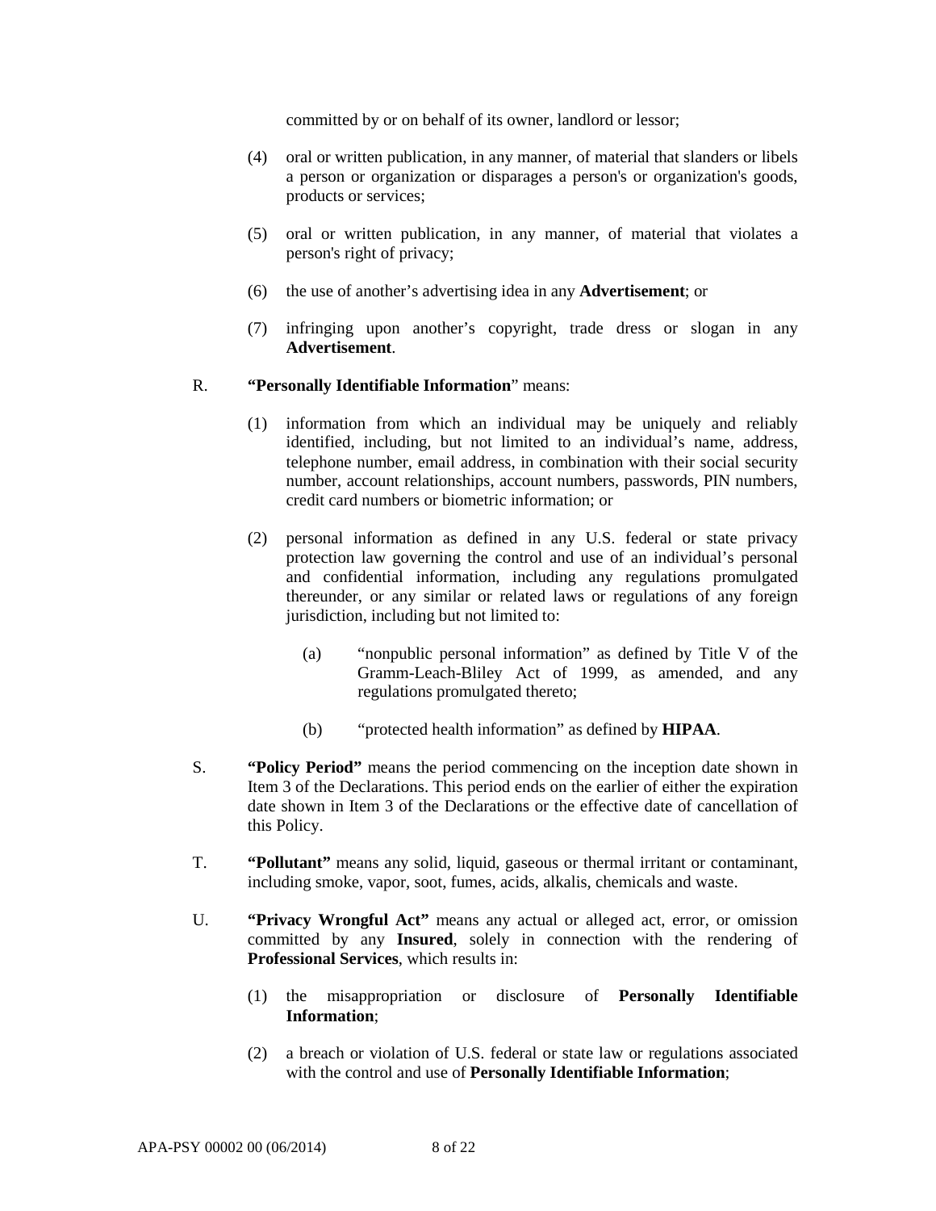committed by or on behalf of its owner, landlord or lessor;

(4) oral or written publication, in any manner, of material that slanders or libels a person or organization or disparages a person's or organization's goods, products or services;

(5) oral or written publication, in any manner, of material that violates a person's right of privacy;

(6) the use of another's advertising idea in any **Advertisement**; or

(7) infringing upon another's copyright, trade dress or slogan in any **Advertisement**.

R. **"Personally Identifiable Information"** means:

(1) information from which an individual may be uniquely and reliably identified, including, but not limited to an individual's name, address, telephone number, email address, in combination with their social security number, account relationships, account numbers, passwords, PIN numbers, credit card numbers or biometric information; or

(2) personal information as defined in any U.S. federal or state privacy protection law governing the control and use of an individual's personal and confidential information, including any regulations promulgated thereunder, or any similar or related laws or regulations of any foreign jurisdiction, including but not limited to:

(a) "nonpublic personal information" as defined by Title V of the Gramm-Leach-Bliley Act of 1999, as amended, and any regulations promulgated thereto;

(b) "protected health information" as defined by **HIPAA**.

S. **"Policy Period"** means the period commencing on the inception date shown in Item 3 of the Declarations. This period ends on the earlier of either the expiration date shown in Item 3 of the Declarations or the effective date of cancellation of this Policy.

T. **"Pollutant"** means any solid, liquid, gaseous or thermal irritant or contaminant, including smoke, vapor, soot, fumes, acids, alkalis, chemicals and waste.

U. **"Privacy Wrongful Act"** means any actual or alleged act, error, or omission committed by any **Insured**, solely in connection with the rendering of **Professional Services**, which results in:

(1) the misappropriation or disclosure of **Personally Identifiable Information**;

(2) a breach or violation of U.S. federal or state law or regulations associated with the control and use of **Personally Identifiable Information**;

APA-PSY 00002 00 (06/2014)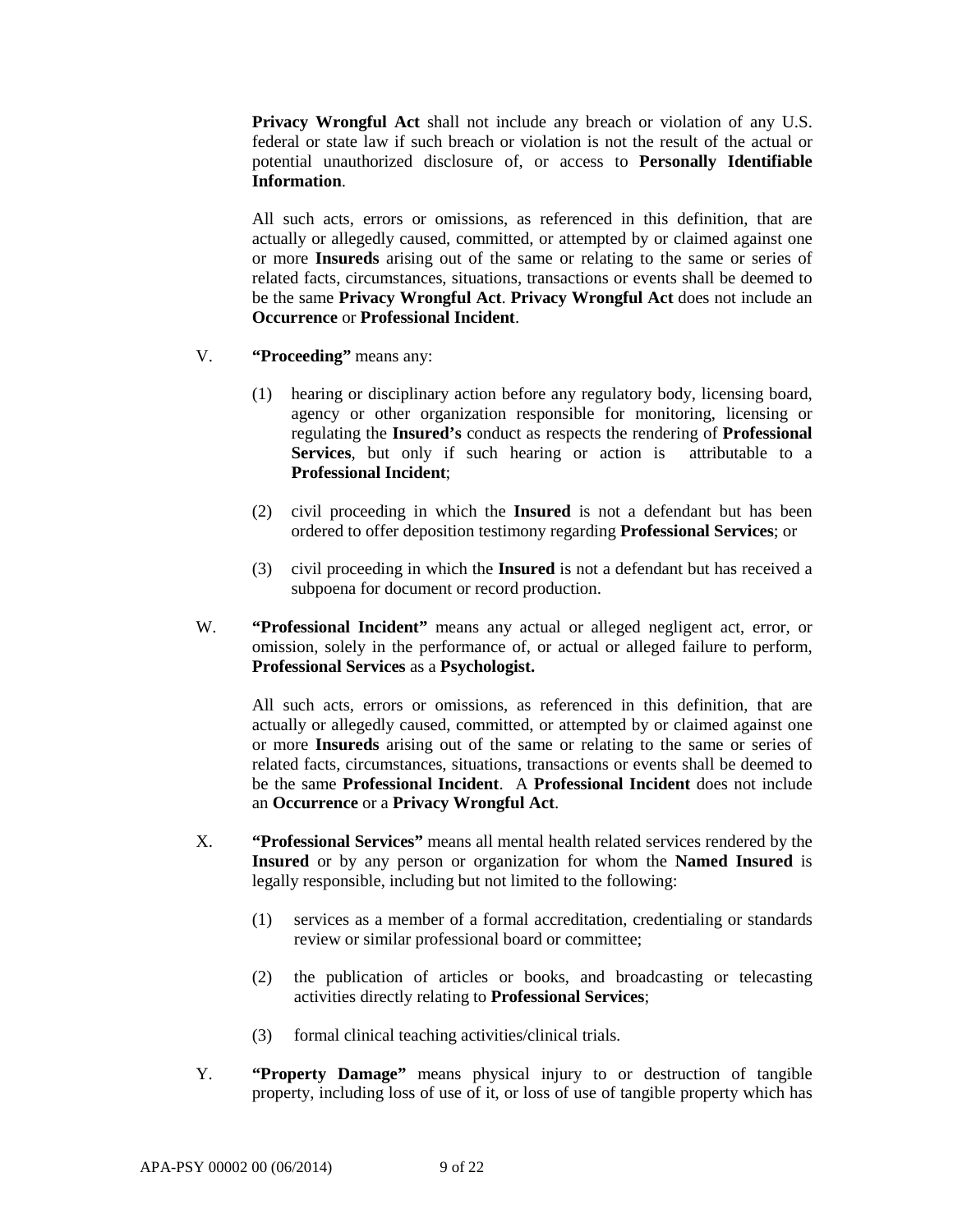**Privacy Wrongful Act** shall not include any breach or violation of any U.S. federal or state law if such breach or violation is not the result of the actual or potential unauthorized disclosure of, or access to **Personally Identifiable Information**.

All such acts, errors or omissions, as referenced in this definition, that are actually or allegedly caused, committed, or attempted by or claimed against one or more **Insureds** arising out of the same or relating to the same or series of related facts, circumstances, situations, transactions or events shall be deemed to be the same **Privacy Wrongful Act**. **Privacy Wrongful Act** does not include an **Occurrence** or **Professional Incident**.

V. **"Proceeding"** means any:

(1) hearing or disciplinary action before any regulatory body, licensing board, agency or other organization responsible for monitoring, licensing or regulating the **Insured's** conduct as respects the rendering of **Professional Services**, but only if such hearing or action is attributable to a **Professional Incident**;

(2) civil proceeding in which the **Insured** is not a defendant but has been ordered to offer deposition testimony regarding **Professional Services**; or

(3) civil proceeding in which the **Insured** is not a defendant but has received a subpoena for document or record production.

W. **"Professional Incident"** means any actual or alleged negligent act, error, or omission, solely in the performance of, or actual or alleged failure to perform, **Professional Services** as a **Psychologist.**

All such acts, errors or omissions, as referenced in this definition, that are actually or allegedly caused, committed, or attempted by or claimed against one or more **Insureds** arising out of the same or relating to the same or series of related facts, circumstances, situations, transactions or events shall be deemed to be the same **Professional Incident**. A **Professional Incident** does not include an **Occurrence** or a **Privacy Wrongful Act**.

X. **"Professional Services"** means all mental health related services rendered by the **Insured** or by any person or organization for whom the **Named Insured** is legally responsible, including but not limited to the following:

(1) services as a member of a formal accreditation, credentialing or standards review or similar professional board or committee;

(2) the publication of articles or books, and broadcasting or telecasting activities directly relating to **Professional Services**;

(3) formal clinical teaching activities/clinical trials.

Y. **"Property Damage"** means physical injury to or destruction of tangible property, including loss of use of it, or loss of use of tangible property which has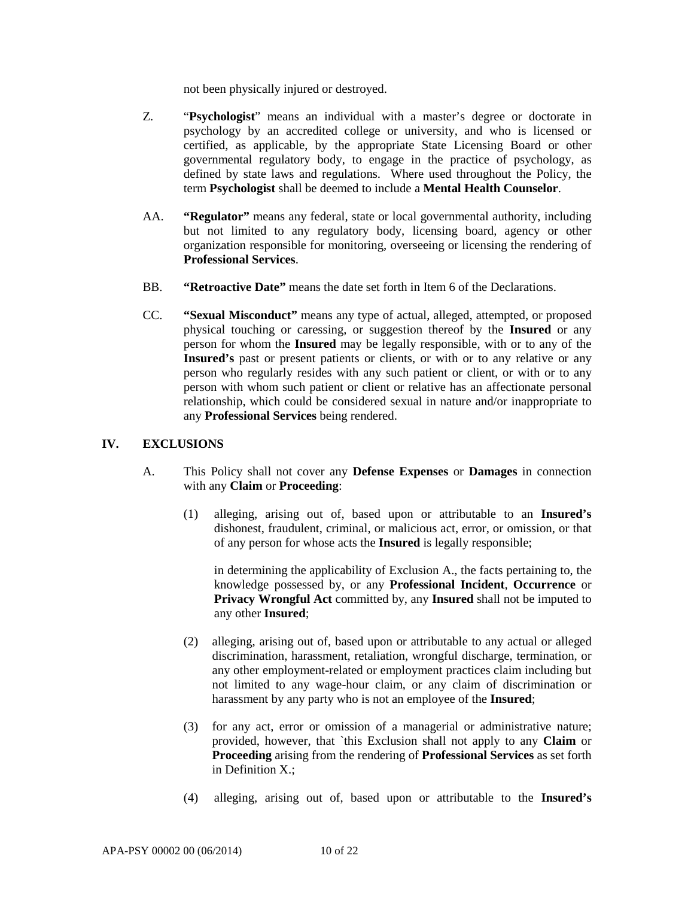not been physically injured or destroyed.

Z. "**Psychologist**" means an individual with a master's degree or doctorate in psychology by an accredited college or university, and who is licensed or certified, as applicable, by the appropriate State Licensing Board or other governmental regulatory body, to engage in the practice of psychology, as defined by state laws and regulations. Where used throughout the Policy, the term **Psychologist** shall be deemed to include a **Mental Health Counselor**.

AA. **"Regulator"** means any federal, state or local governmental authority, including but not limited to any regulatory body, licensing board, agency or other organization responsible for monitoring, overseeing or licensing the rendering of **Professional Services**.

BB. **"Retroactive Date"** means the date set forth in Item 6 of the Declarations.

CC. **"Sexual Misconduct"** means any type of actual, alleged, attempted, or proposed physical touching or caressing, or suggestion thereof by the **Insured** or any person for whom the **Insured** may be legally responsible, with or to any of the **Insured's** past or present patients or clients, or with or to any relative or any person who regularly resides with any such patient or client, or with or to any person with whom such patient or client or relative has an affectionate personal relationship, which could be considered sexual in nature and/or inappropriate to any **Professional Services** being rendered.

## IV. EXCLUSIONS

A. This Policy shall not cover any **Defense Expenses** or **Damages** in connection with any **Claim** or **Proceeding**:

(1) alleging, arising out of, based upon or attributable to an **Insured's** dishonest, fraudulent, criminal, or malicious act, error, or omission, or that of any person for whose acts the **Insured** is legally responsible;

in determining the applicability of Exclusion A., the facts pertaining to, the knowledge possessed by, or any **Professional Incident**, **Occurrence** or **Privacy Wrongful Act** committed by, any **Insured** shall not be imputed to any other **Insured**;

(2) alleging, arising out of, based upon or attributable to any actual or alleged discrimination, harassment, retaliation, wrongful discharge, termination, or any other employment-related or employment practices claim including but not limited to any wage-hour claim, or any claim of discrimination or harassment by any party who is not an employee of the **Insured**;

(3) for any act, error or omission of a managerial or administrative nature; provided, however, that `this Exclusion shall not apply to any **Claim** or **Proceeding** arising from the rendering of **Professional Services** as set forth in Definition X.;

(4) alleging, arising out of, based upon or attributable to the **Insured's**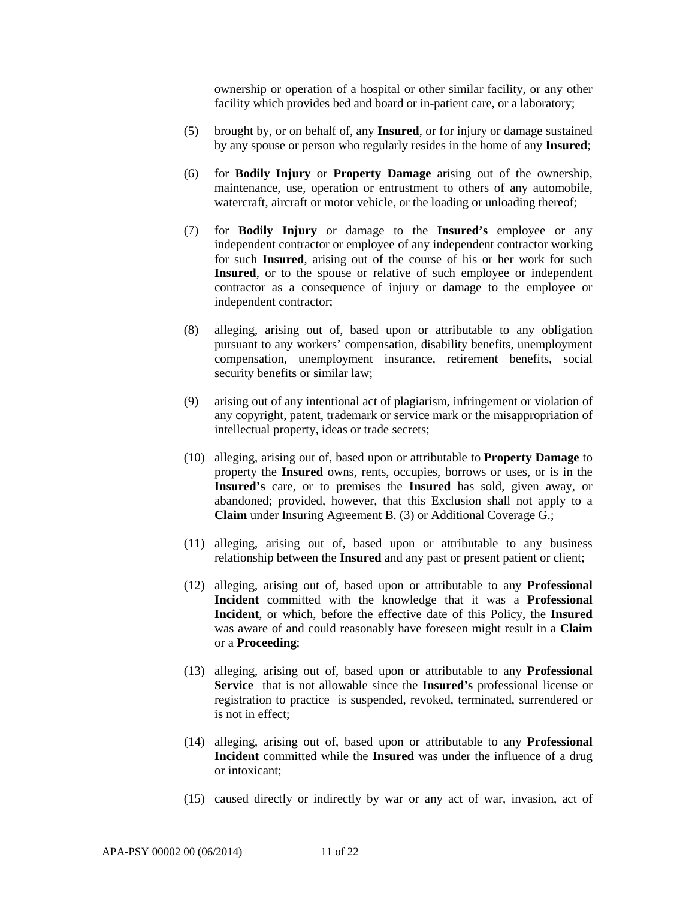ownership or operation of a hospital or other similar facility, or any other facility which provides bed and board or in-patient care, or a laboratory;

(5) brought by, or on behalf of, any **Insured**, or for injury or damage sustained by any spouse or person who regularly resides in the home of any **Insured**;

(6) for **Bodily Injury** or **Property Damage** arising out of the ownership, maintenance, use, operation or entrustment to others of any automobile, watercraft, aircraft or motor vehicle, or the loading or unloading thereof;

(7) for **Bodily Injury** or damage to the **Insured's** employee or any independent contractor or employee of any independent contractor working for such **Insured**, arising out of the course of his or her work for such **Insured**, or to the spouse or relative of such employee or independent contractor as a consequence of injury or damage to the employee or independent contractor;

(8) alleging, arising out of, based upon or attributable to any obligation pursuant to any workers' compensation, disability benefits, unemployment compensation, unemployment insurance, retirement benefits, social security benefits or similar law;

(9) arising out of any intentional act of plagiarism, infringement or violation of any copyright, patent, trademark or service mark or the misappropriation of intellectual property, ideas or trade secrets;

(10) alleging, arising out of, based upon or attributable to **Property Damage** to property the **Insured** owns, rents, occupies, borrows or uses, or is in the **Insured's** care, or to premises the **Insured** has sold, given away, or abandoned; provided, however, that this Exclusion shall not apply to a **Claim** under Insuring Agreement B. (3) or Additional Coverage G.;

(11) alleging, arising out of, based upon or attributable to any business relationship between the **Insured** and any past or present patient or client;

(12) alleging, arising out of, based upon or attributable to any **Professional Incident** committed with the knowledge that it was a **Professional Incident**, or which, before the effective date of this Policy, the **Insured** was aware of and could reasonably have foreseen might result in a **Claim** or a **Proceeding**;

(13) alleging, arising out of, based upon or attributable to any **Professional Service** that is not allowable since the **Insured's** professional license or registration to practice is suspended, revoked, terminated, surrendered or is not in effect;

(14) alleging, arising out of, based upon or attributable to any **Professional Incident** committed while the **Insured** was under the influence of a drug or intoxicant;

(15) caused directly or indirectly by war or any act of war, invasion, act of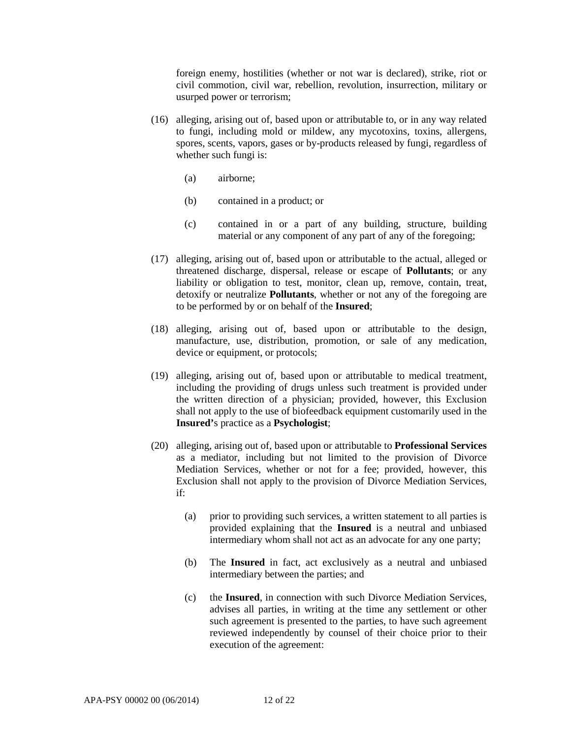foreign enemy, hostilities (whether or not war is declared), strike, riot or civil commotion, civil war, rebellion, revolution, insurrection, military or usurped power or terrorism;

(16) alleging, arising out of, based upon or attributable to, or in any way related to fungi, including mold or mildew, any mycotoxins, toxins, allergens, spores, scents, vapors, gases or by-products released by fungi, regardless of whether such fungi is:

   (a) airborne;

   (b) contained in a product; or

   (c) contained in or a part of any building, structure, building material or any component of any part of any of the foregoing;

(17) alleging, arising out of, based upon or attributable to the actual, alleged or threatened discharge, dispersal, release or escape of **Pollutants**; or any liability or obligation to test, monitor, clean up, remove, contain, treat, detoxify or neutralize **Pollutants**, whether or not any of the foregoing are to be performed by or on behalf of the **Insured**;

(18) alleging, arising out of, based upon or attributable to the design, manufacture, use, distribution, promotion, or sale of any medication, device or equipment, or protocols;

(19) alleging, arising out of, based upon or attributable to medical treatment, including the providing of drugs unless such treatment is provided under the written direction of a physician; provided, however, this Exclusion shall not apply to the use of biofeedback equipment customarily used in the **Insured'**s practice as a **Psychologist**;

(20) alleging, arising out of, based upon or attributable to **Professional Services** as a mediator, including but not limited to the provision of Divorce Mediation Services, whether or not for a fee; provided, however, this Exclusion shall not apply to the provision of Divorce Mediation Services, if:

   (a) prior to providing such services, a written statement to all parties is provided explaining that the **Insured** is a neutral and unbiased intermediary whom shall not act as an advocate for any one party;

   (b) The **Insured** in fact, act exclusively as a neutral and unbiased intermediary between the parties; and

   (c) the **Insured**, in connection with such Divorce Mediation Services, advises all parties, in writing at the time any settlement or other such agreement is presented to the parties, to have such agreement reviewed independently by counsel of their choice prior to their execution of the agreement:

APA-PSY 00002 00 (06/2014)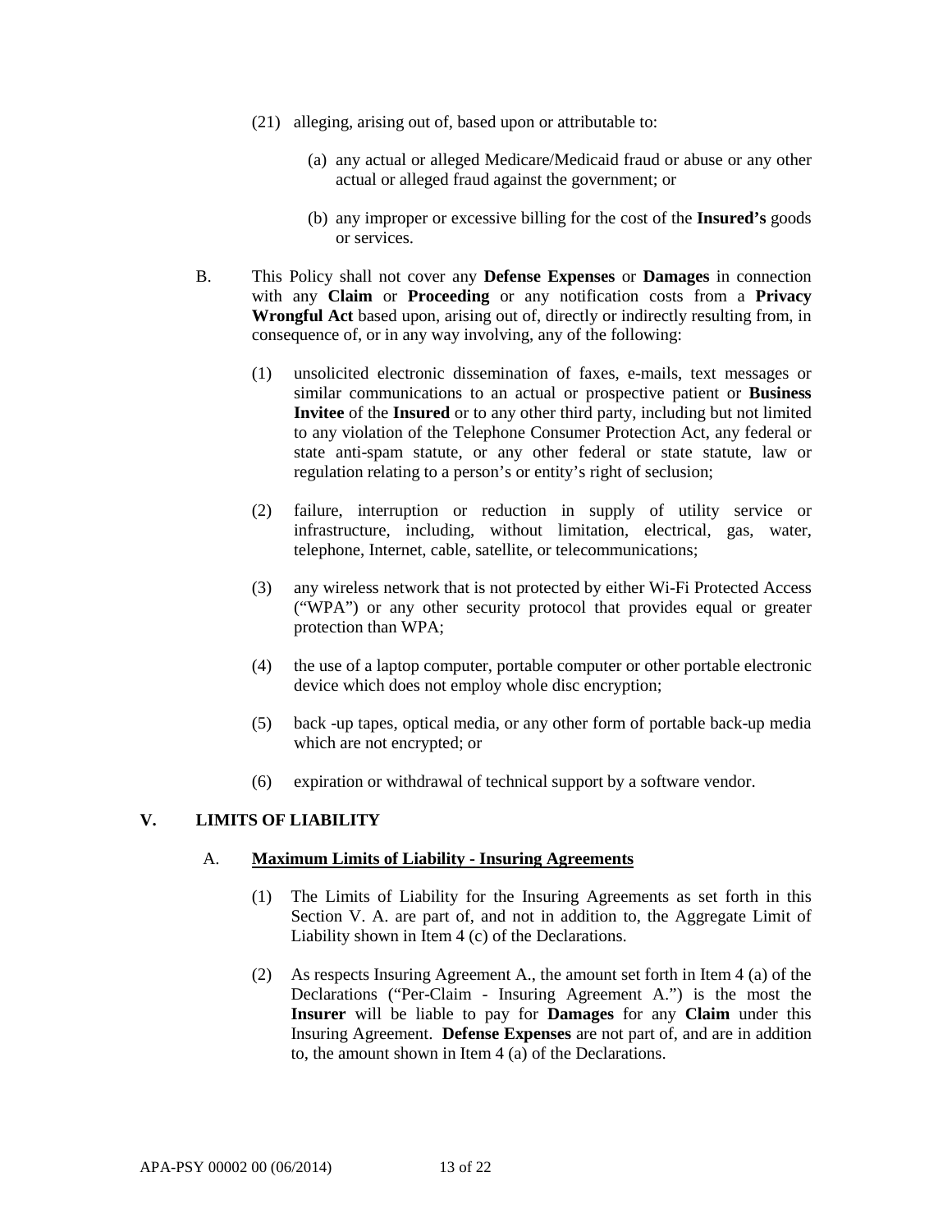(21) alleging, arising out of, based upon or attributable to:

   (a) any actual or alleged Medicare/Medicaid fraud or abuse or any other actual or alleged fraud against the government; or

   (b) any improper or excessive billing for the cost of the **Insured's** goods or services.

B. This Policy shall not cover any **Defense Expenses** or **Damages** in connection with any **Claim** or **Proceeding** or any notification costs from a **Privacy Wrongful Act** based upon, arising out of, directly or indirectly resulting from, in consequence of, or in any way involving, any of the following:

   (1) unsolicited electronic dissemination of faxes, e-mails, text messages or similar communications to an actual or prospective patient or **Business Invitee** of the **Insured** or to any other third party, including but not limited to any violation of the Telephone Consumer Protection Act, any federal or state anti-spam statute, or any other federal or state statute, law or regulation relating to a person's or entity's right of seclusion;

   (2) failure, interruption or reduction in supply of utility service or infrastructure, including, without limitation, electrical, gas, water, telephone, Internet, cable, satellite, or telecommunications;

   (3) any wireless network that is not protected by either Wi-Fi Protected Access ("WPA") or any other security protocol that provides equal or greater protection than WPA;

   (4) the use of a laptop computer, portable computer or other portable electronic device which does not employ whole disc encryption;

   (5) back -up tapes, optical media, or any other form of portable back-up media which are not encrypted; or

   (6) expiration or withdrawal of technical support by a software vendor.

## V. LIMITS OF LIABILITY

### A. <u>Maximum Limits of Liability - Insuring Agreements</u>

(1) The Limits of Liability for the Insuring Agreements as set forth in this Section V. A. are part of, and not in addition to, the Aggregate Limit of Liability shown in Item 4 (c) of the Declarations.

(2) As respects Insuring Agreement A., the amount set forth in Item 4 (a) of the Declarations ("Per-Claim - Insuring Agreement A.") is the most the **Insurer** will be liable to pay for **Damages** for any **Claim** under this Insuring Agreement. **Defense Expenses** are not part of, and are in addition to, the amount shown in Item 4 (a) of the Declarations.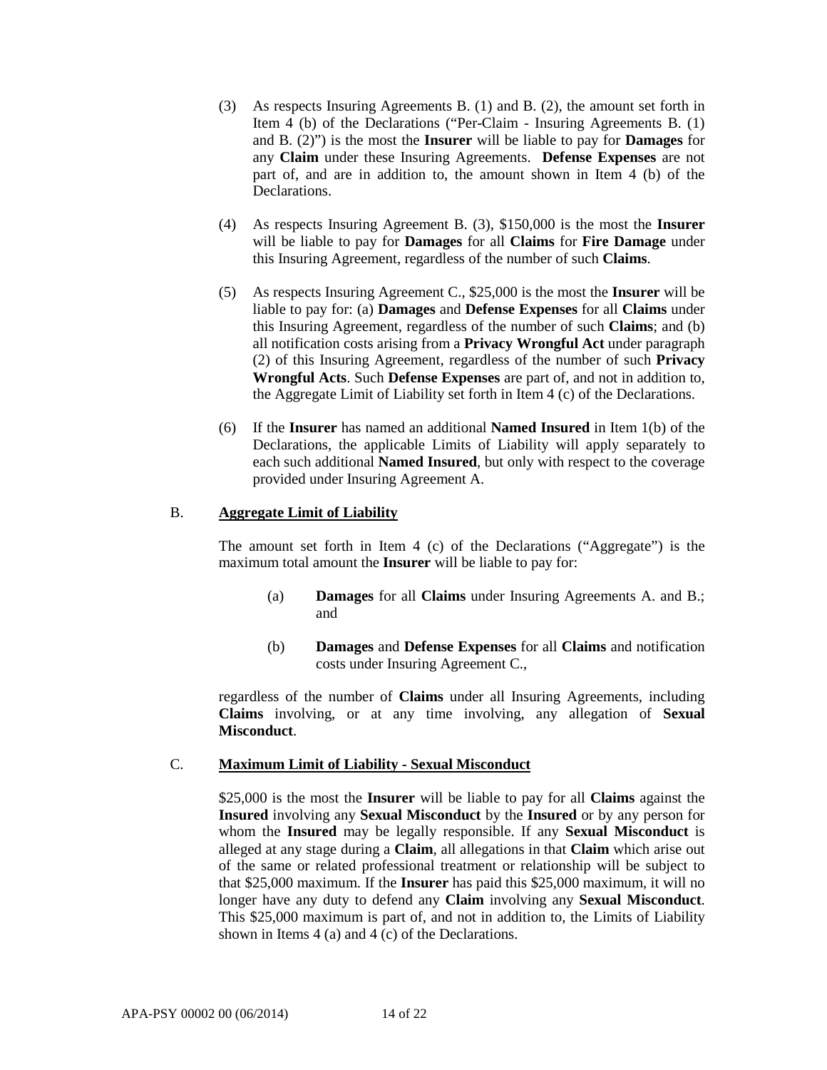(3) As respects Insuring Agreements B. (1) and B. (2), the amount set forth in Item 4 (b) of the Declarations ("Per-Claim - Insuring Agreements B. (1) and B. (2)") is the most the **Insurer** will be liable to pay for **Damages** for any **Claim** under these Insuring Agreements. **Defense Expenses** are not part of, and are in addition to, the amount shown in Item 4 (b) of the Declarations.

(4) As respects Insuring Agreement B. (3), $150,000 is the most the **Insurer** will be liable to pay for **Damages** for all **Claims** for **Fire Damage** under this Insuring Agreement, regardless of the number of such **Claims**.

(5) As respects Insuring Agreement C., $25,000 is the most the **Insurer** will be liable to pay for: (a) **Damages** and **Defense Expenses** for all **Claims** under this Insuring Agreement, regardless of the number of such **Claims**; and (b) all notification costs arising from a **Privacy Wrongful Act** under paragraph (2) of this Insuring Agreement, regardless of the number of such **Privacy Wrongful Acts**. Such **Defense Expenses** are part of, and not in addition to, the Aggregate Limit of Liability set forth in Item 4 (c) of the Declarations.

(6) If the **Insurer** has named an additional **Named Insured** in Item 1(b) of the Declarations, the applicable Limits of Liability will apply separately to each such additional **Named Insured**, but only with respect to the coverage provided under Insuring Agreement A.

B. **Aggregate Limit of Liability**

The amount set forth in Item 4 (c) of the Declarations ("Aggregate") is the maximum total amount the **Insurer** will be liable to pay for:

(a) **Damages** for all **Claims** under Insuring Agreements A. and B.; and

(b) **Damages** and **Defense Expenses** for all **Claims** and notification costs under Insuring Agreement C.,

regardless of the number of **Claims** under all Insuring Agreements, including **Claims** involving, or at any time involving, any allegation of **Sexual Misconduct**.

C. **Maximum Limit of Liability - Sexual Misconduct**

$25,000 is the most the **Insurer** will be liable to pay for all **Claims** against the **Insured** involving any **Sexual Misconduct** by the **Insured** or by any person for whom the **Insured** may be legally responsible. If any **Sexual Misconduct** is alleged at any stage during a **Claim**, all allegations in that **Claim** which arise out of the same or related professional treatment or relationship will be subject to that $25,000 maximum. If the **Insurer** has paid this $25,000 maximum, it will no longer have any duty to defend any **Claim** involving any **Sexual Misconduct**. This $25,000 maximum is part of, and not in addition to, the Limits of Liability shown in Items 4 (a) and 4 (c) of the Declarations.

APA-PSY 00002 00 (06/2014)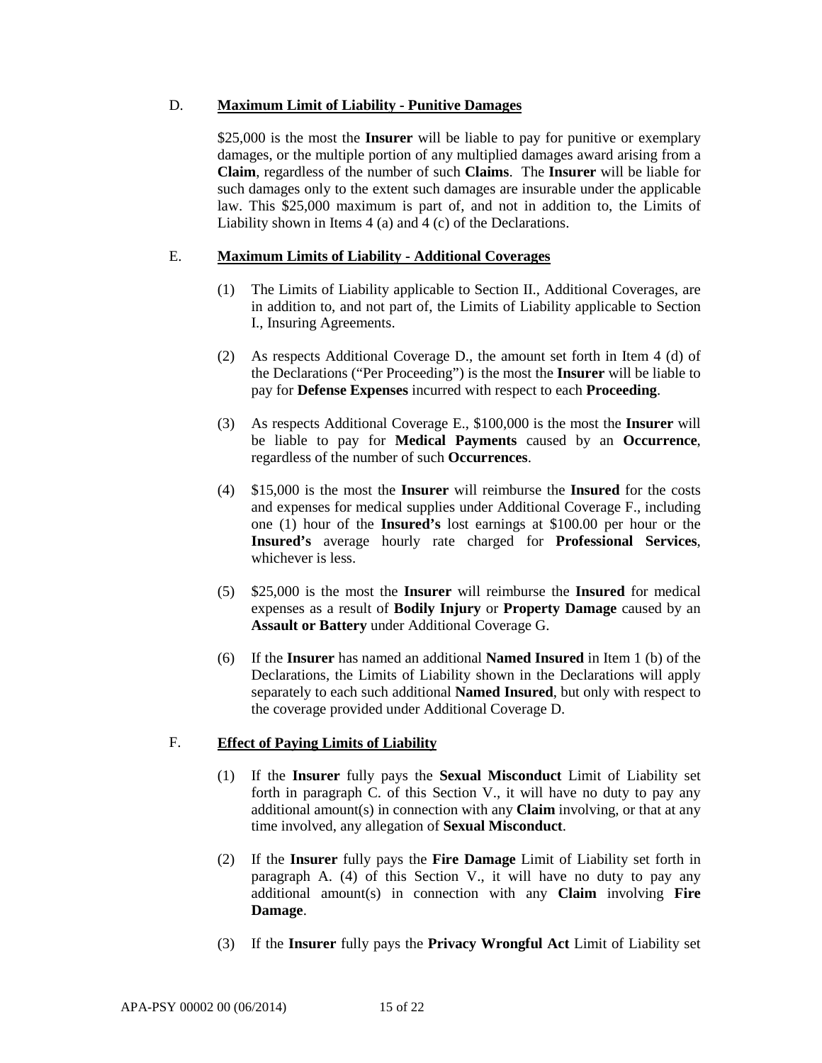D. **Maximum Limit of Liability - Punitive Damages**

$25,000 is the most the **Insurer** will be liable to pay for punitive or exemplary damages, or the multiple portion of any multiplied damages award arising from a **Claim**, regardless of the number of such **Claims**. The **Insurer** will be liable for such damages only to the extent such damages are insurable under the applicable law. This $25,000 maximum is part of, and not in addition to, the Limits of Liability shown in Items 4 (a) and 4 (c) of the Declarations.

E. **Maximum Limits of Liability - Additional Coverages**

(1) The Limits of Liability applicable to Section II., Additional Coverages, are in addition to, and not part of, the Limits of Liability applicable to Section I., Insuring Agreements.

(2) As respects Additional Coverage D., the amount set forth in Item 4 (d) of the Declarations ("Per Proceeding") is the most the **Insurer** will be liable to pay for **Defense Expenses** incurred with respect to each **Proceeding**.

(3) As respects Additional Coverage E., $100,000 is the most the **Insurer** will be liable to pay for **Medical Payments** caused by an **Occurrence**, regardless of the number of such **Occurrences**.

(4) $15,000 is the most the **Insurer** will reimburse the **Insured** for the costs and expenses for medical supplies under Additional Coverage F., including one (1) hour of the **Insured's** lost earnings at $100.00 per hour or the **Insured's** average hourly rate charged for **Professional Services**, whichever is less.

(5) $25,000 is the most the **Insurer** will reimburse the **Insured** for medical expenses as a result of **Bodily Injury** or **Property Damage** caused by an **Assault or Battery** under Additional Coverage G.

(6) If the **Insurer** has named an additional **Named Insured** in Item 1 (b) of the Declarations, the Limits of Liability shown in the Declarations will apply separately to each such additional **Named Insured**, but only with respect to the coverage provided under Additional Coverage D.

F. **Effect of Paying Limits of Liability**

(1) If the **Insurer** fully pays the **Sexual Misconduct** Limit of Liability set forth in paragraph C. of this Section V., it will have no duty to pay any additional amount(s) in connection with any **Claim** involving, or that at any time involved, any allegation of **Sexual Misconduct**.

(2) If the **Insurer** fully pays the **Fire Damage** Limit of Liability set forth in paragraph A. (4) of this Section V., it will have no duty to pay any additional amount(s) in connection with any **Claim** involving **Fire Damage**.

(3) If the **Insurer** fully pays the **Privacy Wrongful Act** Limit of Liability set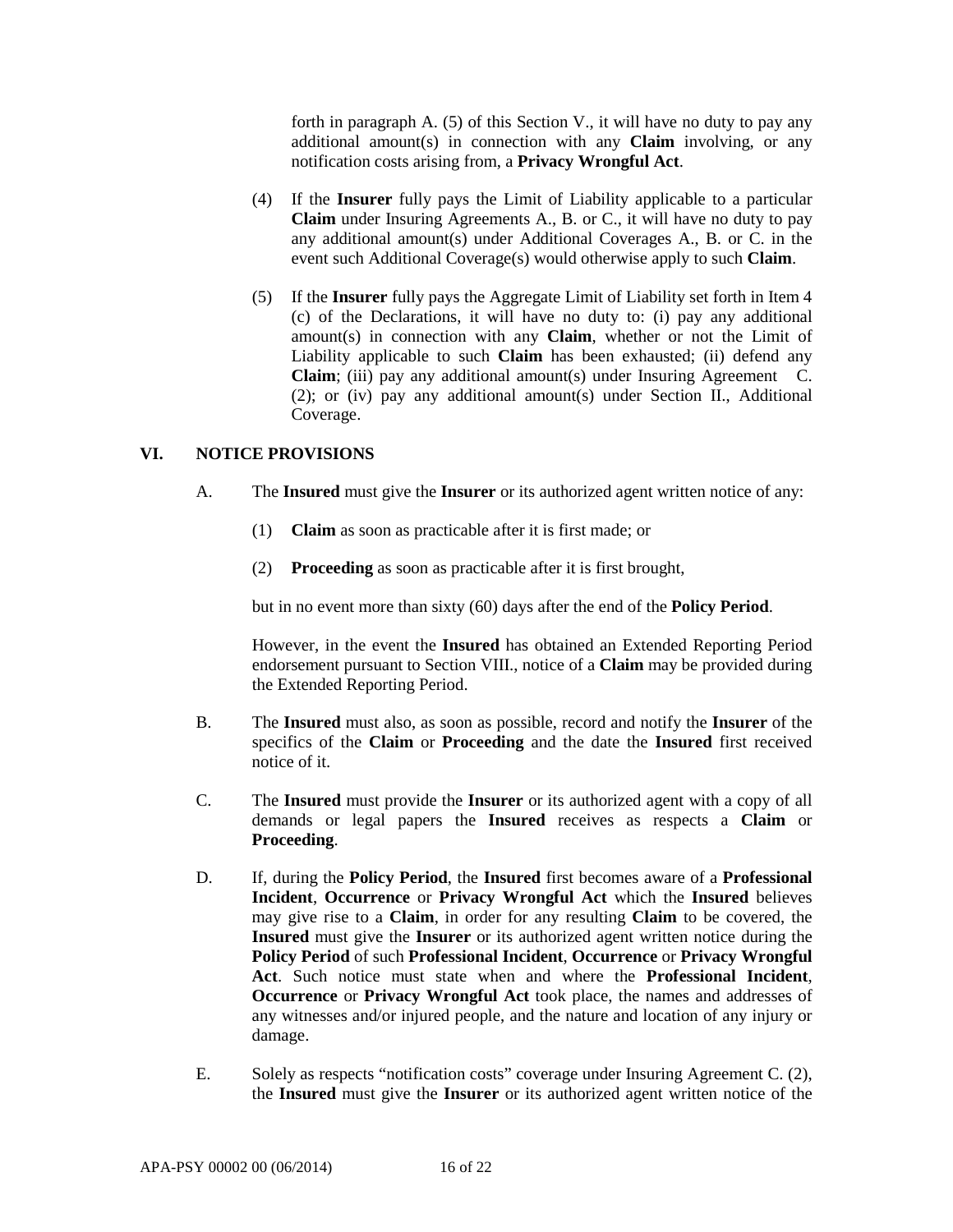forth in paragraph A. (5) of this Section V., it will have no duty to pay any additional amount(s) in connection with any **Claim** involving, or any notification costs arising from, a **Privacy Wrongful Act**.

(4) If the **Insurer** fully pays the Limit of Liability applicable to a particular **Claim** under Insuring Agreements A., B. or C., it will have no duty to pay any additional amount(s) under Additional Coverages A., B. or C. in the event such Additional Coverage(s) would otherwise apply to such **Claim**.

(5) If the **Insurer** fully pays the Aggregate Limit of Liability set forth in Item 4 (c) of the Declarations, it will have no duty to: (i) pay any additional amount(s) in connection with any **Claim**, whether or not the Limit of Liability applicable to such **Claim** has been exhausted; (ii) defend any **Claim**; (iii) pay any additional amount(s) under Insuring Agreement C. (2); or (iv) pay any additional amount(s) under Section II., Additional Coverage.

## VI. NOTICE PROVISIONS

A. The **Insured** must give the **Insurer** or its authorized agent written notice of any:

(1) **Claim** as soon as practicable after it is first made; or

(2) **Proceeding** as soon as practicable after it is first brought,

but in no event more than sixty (60) days after the end of the **Policy Period**.

However, in the event the **Insured** has obtained an Extended Reporting Period endorsement pursuant to Section VIII., notice of a **Claim** may be provided during the Extended Reporting Period.

B. The **Insured** must also, as soon as possible, record and notify the **Insurer** of the specifics of the **Claim** or **Proceeding** and the date the **Insured** first received notice of it.

C. The **Insured** must provide the **Insurer** or its authorized agent with a copy of all demands or legal papers the **Insured** receives as respects a **Claim** or **Proceeding**.

D. If, during the **Policy Period**, the **Insured** first becomes aware of a **Professional Incident**, **Occurrence** or **Privacy Wrongful Act** which the **Insured** believes may give rise to a **Claim**, in order for any resulting **Claim** to be covered, the **Insured** must give the **Insurer** or its authorized agent written notice during the **Policy Period** of such **Professional Incident**, **Occurrence** or **Privacy Wrongful Act**. Such notice must state when and where the **Professional Incident**, **Occurrence** or **Privacy Wrongful Act** took place, the names and addresses of any witnesses and/or injured people, and the nature and location of any injury or damage.

E. Solely as respects "notification costs" coverage under Insuring Agreement C. (2), the **Insured** must give the **Insurer** or its authorized agent written notice of the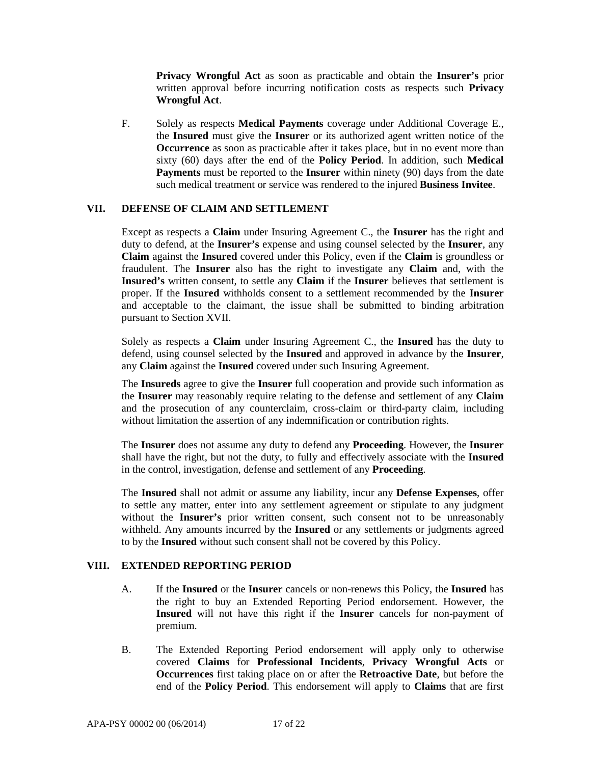**Privacy Wrongful Act** as soon as practicable and obtain the **Insurer's** prior written approval before incurring notification costs as respects such **Privacy Wrongful Act**.

F. Solely as respects **Medical Payments** coverage under Additional Coverage E., the **Insured** must give the **Insurer** or its authorized agent written notice of the **Occurrence** as soon as practicable after it takes place, but in no event more than sixty (60) days after the end of the **Policy Period**. In addition, such **Medical Payments** must be reported to the **Insurer** within ninety (90) days from the date such medical treatment or service was rendered to the injured **Business Invitee**.

## VII. DEFENSE OF CLAIM AND SETTLEMENT

Except as respects a **Claim** under Insuring Agreement C., the **Insurer** has the right and duty to defend, at the **Insurer's** expense and using counsel selected by the **Insurer**, any **Claim** against the **Insured** covered under this Policy, even if the **Claim** is groundless or fraudulent. The **Insurer** also has the right to investigate any **Claim** and, with the **Insured's** written consent, to settle any **Claim** if the **Insurer** believes that settlement is proper. If the **Insured** withholds consent to a settlement recommended by the **Insurer** and acceptable to the claimant, the issue shall be submitted to binding arbitration pursuant to Section XVII.

Solely as respects a **Claim** under Insuring Agreement C., the **Insured** has the duty to defend, using counsel selected by the **Insured** and approved in advance by the **Insurer**, any **Claim** against the **Insured** covered under such Insuring Agreement.

The **Insureds** agree to give the **Insurer** full cooperation and provide such information as the **Insurer** may reasonably require relating to the defense and settlement of any **Claim** and the prosecution of any counterclaim, cross-claim or third-party claim, including without limitation the assertion of any indemnification or contribution rights.

The **Insurer** does not assume any duty to defend any **Proceeding**. However, the **Insurer** shall have the right, but not the duty, to fully and effectively associate with the **Insured** in the control, investigation, defense and settlement of any **Proceeding**.

The **Insured** shall not admit or assume any liability, incur any **Defense Expenses**, offer to settle any matter, enter into any settlement agreement or stipulate to any judgment without the **Insurer's** prior written consent, such consent not to be unreasonably withheld. Any amounts incurred by the **Insured** or any settlements or judgments agreed to by the **Insured** without such consent shall not be covered by this Policy.

## VIII. EXTENDED REPORTING PERIOD

A. If the **Insured** or the **Insurer** cancels or non-renews this Policy, the **Insured** has the right to buy an Extended Reporting Period endorsement. However, the **Insured** will not have this right if the **Insurer** cancels for non-payment of premium.

B. The Extended Reporting Period endorsement will apply only to otherwise covered **Claims** for **Professional Incidents**, **Privacy Wrongful Acts** or **Occurrences** first taking place on or after the **Retroactive Date**, but before the end of the **Policy Period**. This endorsement will apply to **Claims** that are first

APA-PSY 00002 00 (06/2014)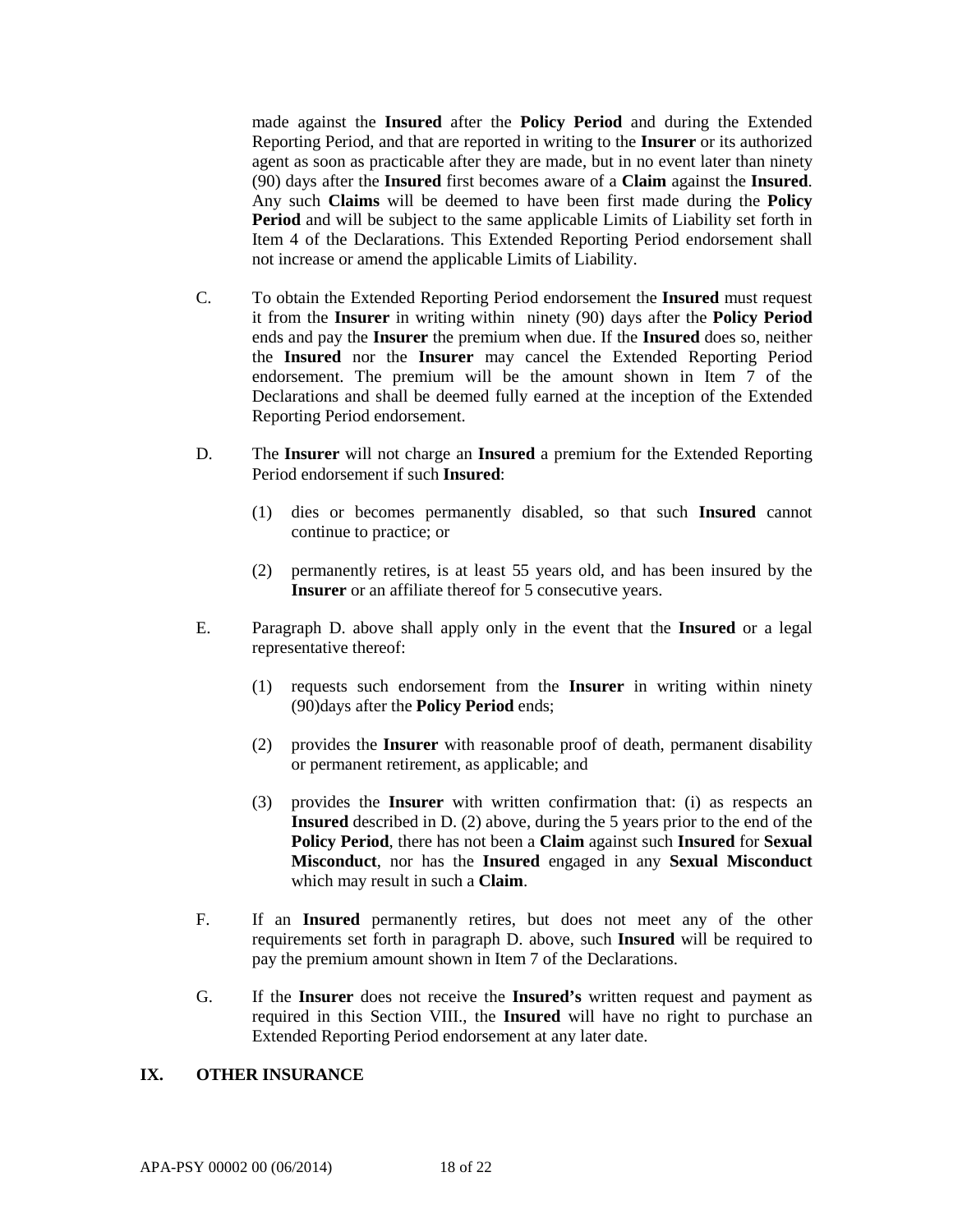made against the **Insured** after the **Policy Period** and during the Extended Reporting Period, and that are reported in writing to the **Insurer** or its authorized agent as soon as practicable after they are made, but in no event later than ninety (90) days after the **Insured** first becomes aware of a **Claim** against the **Insured**. Any such **Claims** will be deemed to have been first made during the **Policy Period** and will be subject to the same applicable Limits of Liability set forth in Item 4 of the Declarations. This Extended Reporting Period endorsement shall not increase or amend the applicable Limits of Liability.

C. To obtain the Extended Reporting Period endorsement the **Insured** must request it from the **Insurer** in writing within ninety (90) days after the **Policy Period** ends and pay the **Insurer** the premium when due. If the **Insured** does so, neither the **Insured** nor the **Insurer** may cancel the Extended Reporting Period endorsement. The premium will be the amount shown in Item 7 of the Declarations and shall be deemed fully earned at the inception of the Extended Reporting Period endorsement.

D. The **Insurer** will not charge an **Insured** a premium for the Extended Reporting Period endorsement if such **Insured**:

(1) dies or becomes permanently disabled, so that such **Insured** cannot continue to practice; or

(2) permanently retires, is at least 55 years old, and has been insured by the **Insurer** or an affiliate thereof for 5 consecutive years.

E. Paragraph D. above shall apply only in the event that the **Insured** or a legal representative thereof:

(1) requests such endorsement from the **Insurer** in writing within ninety (90)days after the **Policy Period** ends;

(2) provides the **Insurer** with reasonable proof of death, permanent disability or permanent retirement, as applicable; and

(3) provides the **Insurer** with written confirmation that: (i) as respects an **Insured** described in D. (2) above, during the 5 years prior to the end of the **Policy Period**, there has not been a **Claim** against such **Insured** for **Sexual Misconduct**, nor has the **Insured** engaged in any **Sexual Misconduct** which may result in such a **Claim**.

F. If an **Insured** permanently retires, but does not meet any of the other requirements set forth in paragraph D. above, such **Insured** will be required to pay the premium amount shown in Item 7 of the Declarations.

G. If the **Insurer** does not receive the **Insured's** written request and payment as required in this Section VIII., the **Insured** will have no right to purchase an Extended Reporting Period endorsement at any later date.

## IX. OTHER INSURANCE

APA-PSY 00002 00 (06/2014)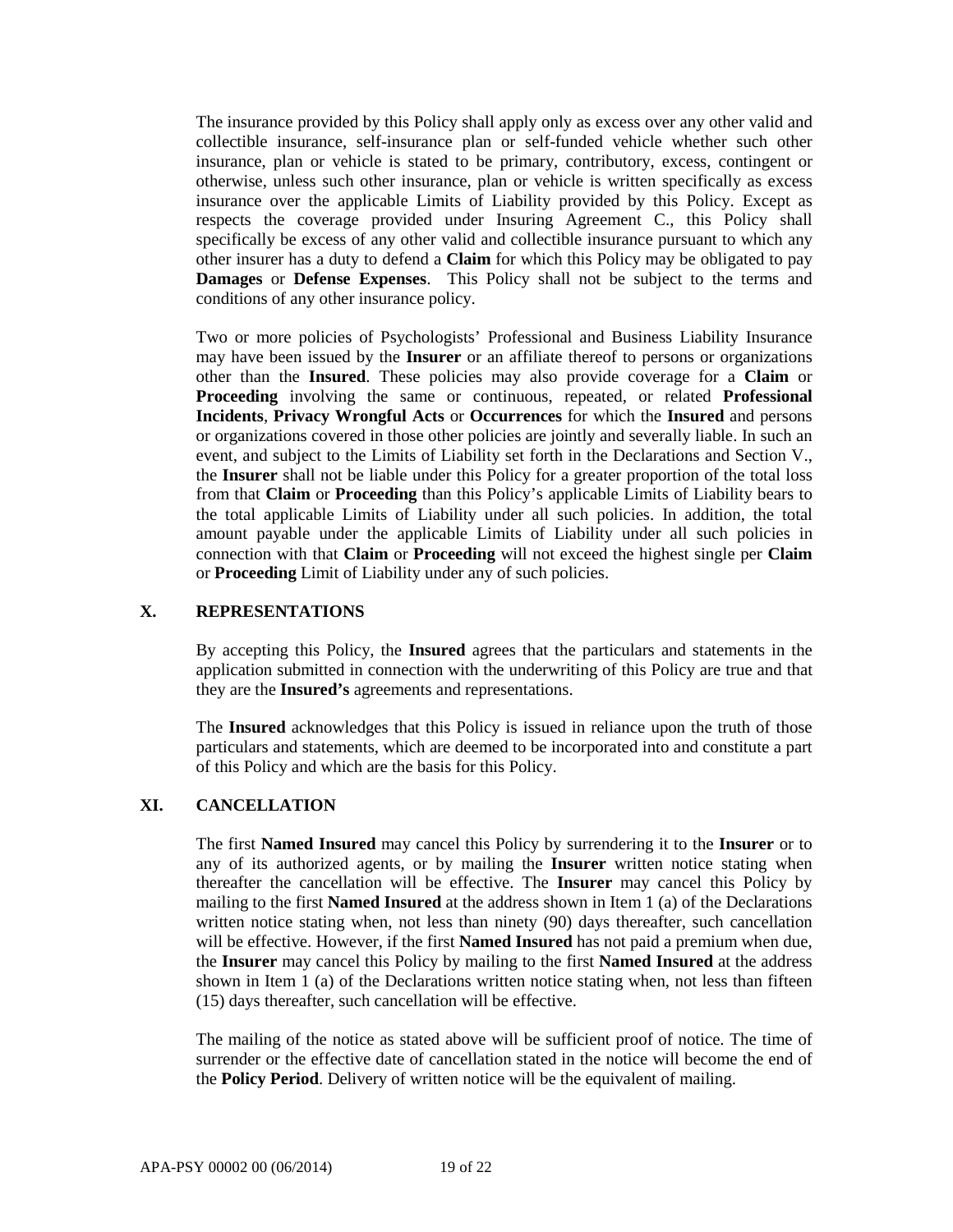The insurance provided by this Policy shall apply only as excess over any other valid and collectible insurance, self-insurance plan or self-funded vehicle whether such other insurance, plan or vehicle is stated to be primary, contributory, excess, contingent or otherwise, unless such other insurance, plan or vehicle is written specifically as excess insurance over the applicable Limits of Liability provided by this Policy. Except as respects the coverage provided under Insuring Agreement C., this Policy shall specifically be excess of any other valid and collectible insurance pursuant to which any other insurer has a duty to defend a **Claim** for which this Policy may be obligated to pay **Damages** or **Defense Expenses**. This Policy shall not be subject to the terms and conditions of any other insurance policy.

Two or more policies of Psychologists' Professional and Business Liability Insurance may have been issued by the **Insurer** or an affiliate thereof to persons or organizations other than the **Insured**. These policies may also provide coverage for a **Claim** or **Proceeding** involving the same or continuous, repeated, or related **Professional Incidents**, **Privacy Wrongful Acts** or **Occurrences** for which the **Insured** and persons or organizations covered in those other policies are jointly and severally liable. In such an event, and subject to the Limits of Liability set forth in the Declarations and Section V., the **Insurer** shall not be liable under this Policy for a greater proportion of the total loss from that **Claim** or **Proceeding** than this Policy's applicable Limits of Liability bears to the total applicable Limits of Liability under all such policies. In addition, the total amount payable under the applicable Limits of Liability under all such policies in connection with that **Claim** or **Proceeding** will not exceed the highest single per **Claim** or **Proceeding** Limit of Liability under any of such policies.

## X. REPRESENTATIONS

By accepting this Policy, the **Insured** agrees that the particulars and statements in the application submitted in connection with the underwriting of this Policy are true and that they are the **Insured's** agreements and representations.

The **Insured** acknowledges that this Policy is issued in reliance upon the truth of those particulars and statements, which are deemed to be incorporated into and constitute a part of this Policy and which are the basis for this Policy.

## XI. CANCELLATION

The first **Named Insured** may cancel this Policy by surrendering it to the **Insurer** or to any of its authorized agents, or by mailing the **Insurer** written notice stating when thereafter the cancellation will be effective. The **Insurer** may cancel this Policy by mailing to the first **Named Insured** at the address shown in Item 1 (a) of the Declarations written notice stating when, not less than ninety (90) days thereafter, such cancellation will be effective. However, if the first **Named Insured** has not paid a premium when due, the **Insurer** may cancel this Policy by mailing to the first **Named Insured** at the address shown in Item 1 (a) of the Declarations written notice stating when, not less than fifteen (15) days thereafter, such cancellation will be effective.

The mailing of the notice as stated above will be sufficient proof of notice. The time of surrender or the effective date of cancellation stated in the notice will become the end of the **Policy Period**. Delivery of written notice will be the equivalent of mailing.

APA-PSY 00002 00 (06/2014)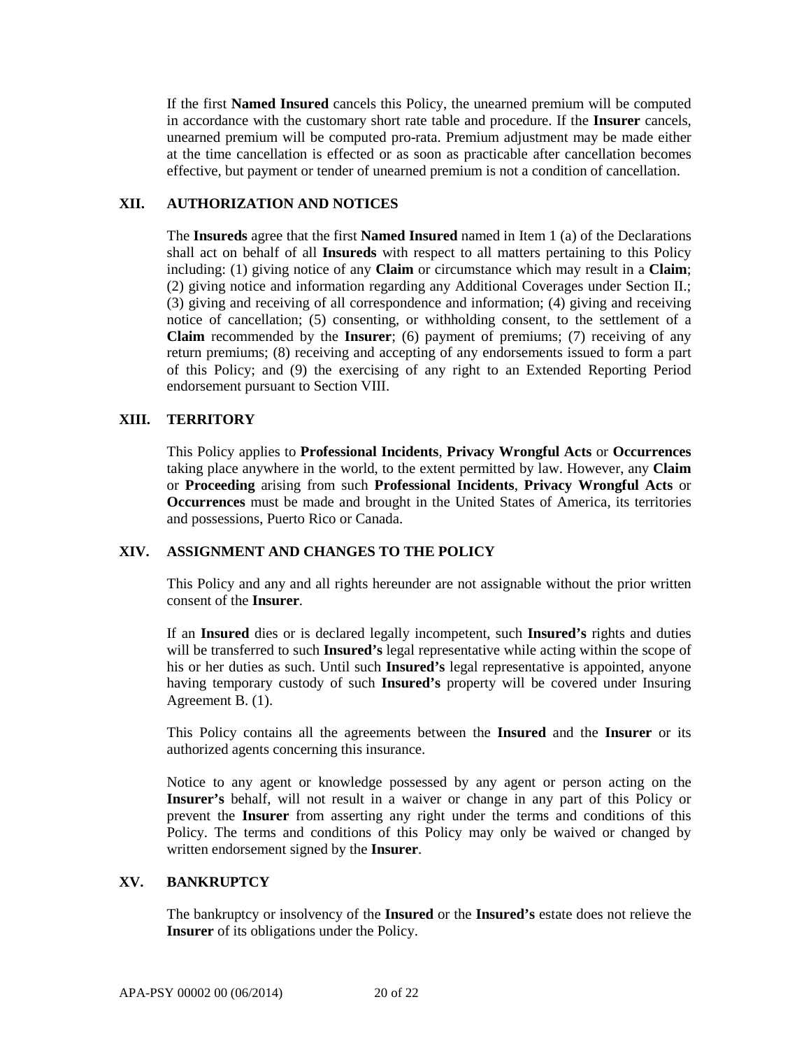If the first **Named Insured** cancels this Policy, the unearned premium will be computed in accordance with the customary short rate table and procedure. If the **Insurer** cancels, unearned premium will be computed pro-rata. Premium adjustment may be made either at the time cancellation is effected or as soon as practicable after cancellation becomes effective, but payment or tender of unearned premium is not a condition of cancellation.

## XII. AUTHORIZATION AND NOTICES

The **Insureds** agree that the first **Named Insured** named in Item 1 (a) of the Declarations shall act on behalf of all **Insureds** with respect to all matters pertaining to this Policy including: (1) giving notice of any **Claim** or circumstance which may result in a **Claim**; (2) giving notice and information regarding any Additional Coverages under Section II.; (3) giving and receiving of all correspondence and information; (4) giving and receiving notice of cancellation; (5) consenting, or withholding consent, to the settlement of a **Claim** recommended by the **Insurer**; (6) payment of premiums; (7) receiving of any return premiums; (8) receiving and accepting of any endorsements issued to form a part of this Policy; and (9) the exercising of any right to an Extended Reporting Period endorsement pursuant to Section VIII.

## XIII. TERRITORY

This Policy applies to **Professional Incidents**, **Privacy Wrongful Acts** or **Occurrences** taking place anywhere in the world, to the extent permitted by law. However, any **Claim** or **Proceeding** arising from such **Professional Incidents**, **Privacy Wrongful Acts** or **Occurrences** must be made and brought in the United States of America, its territories and possessions, Puerto Rico or Canada.

## XIV. ASSIGNMENT AND CHANGES TO THE POLICY

This Policy and any and all rights hereunder are not assignable without the prior written consent of the **Insurer**.

If an **Insured** dies or is declared legally incompetent, such **Insured's** rights and duties will be transferred to such **Insured's** legal representative while acting within the scope of his or her duties as such. Until such **Insured's** legal representative is appointed, anyone having temporary custody of such **Insured's** property will be covered under Insuring Agreement B. (1).

This Policy contains all the agreements between the **Insured** and the **Insurer** or its authorized agents concerning this insurance.

Notice to any agent or knowledge possessed by any agent or person acting on the **Insurer's** behalf, will not result in a waiver or change in any part of this Policy or prevent the **Insurer** from asserting any right under the terms and conditions of this Policy. The terms and conditions of this Policy may only be waived or changed by written endorsement signed by the **Insurer**.

## XV. BANKRUPTCY

The bankruptcy or insolvency of the **Insured** or the **Insured's** estate does not relieve the **Insurer** of its obligations under the Policy.

APA-PSY 00002 00 (06/2014)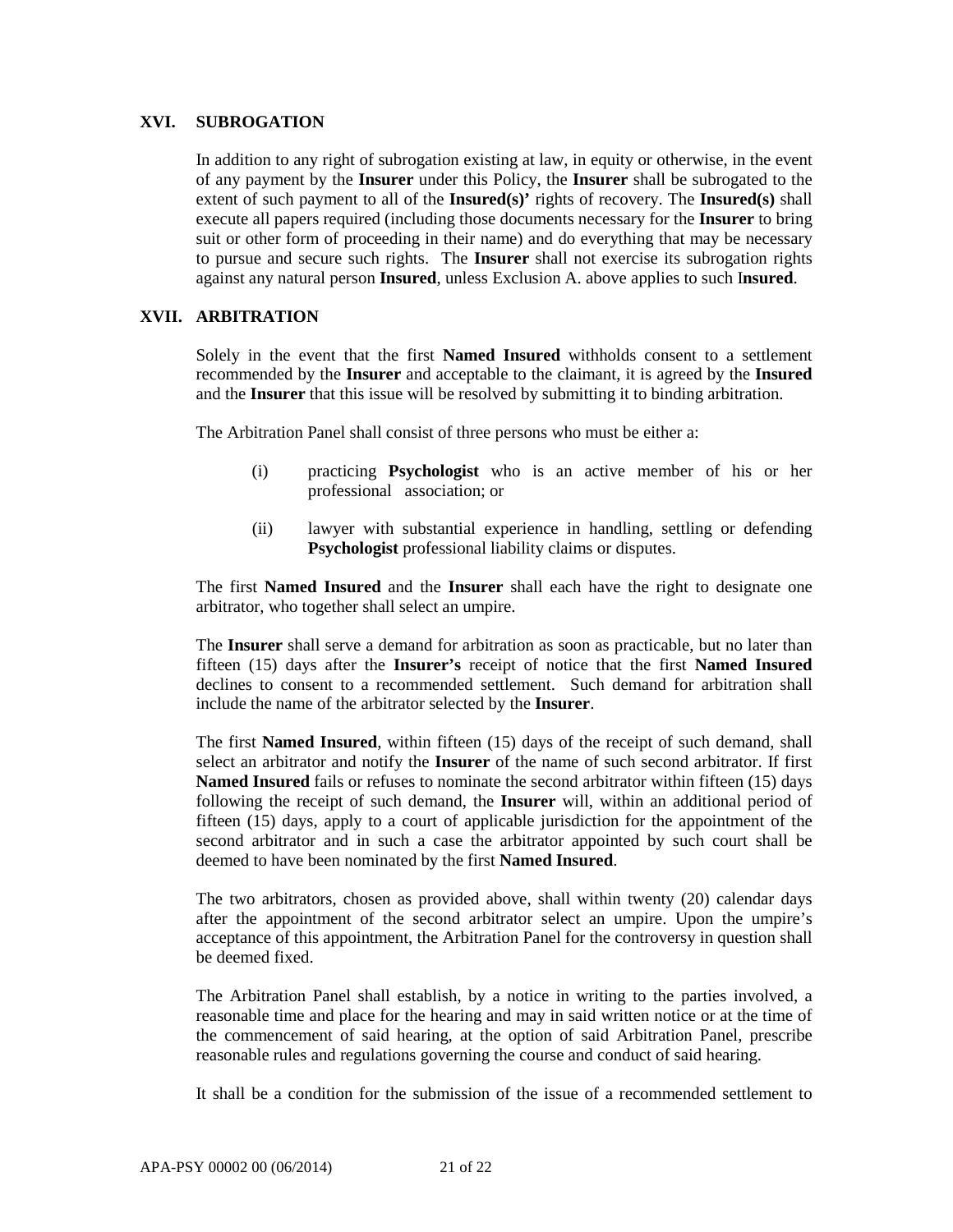## XVI. SUBROGATION

In addition to any right of subrogation existing at law, in equity or otherwise, in the event of any payment by the **Insurer** under this Policy, the **Insurer** shall be subrogated to the extent of such payment to all of the **Insured(s)'** rights of recovery. The **Insured(s)** shall execute all papers required (including those documents necessary for the **Insurer** to bring suit or other form of proceeding in their name) and do everything that may be necessary to pursue and secure such rights. The **Insurer** shall not exercise its subrogation rights against any natural person **Insured**, unless Exclusion A. above applies to such I**nsured**.

## XVII. ARBITRATION

Solely in the event that the first **Named Insured** withholds consent to a settlement recommended by the **Insurer** and acceptable to the claimant, it is agreed by the **Insured** and the **Insurer** that this issue will be resolved by submitting it to binding arbitration.

The Arbitration Panel shall consist of three persons who must be either a:

(i) practicing **Psychologist** who is an active member of his or her professional association; or

(ii) lawyer with substantial experience in handling, settling or defending **Psychologist** professional liability claims or disputes.

The first **Named Insured** and the **Insurer** shall each have the right to designate one arbitrator, who together shall select an umpire.

The **Insurer** shall serve a demand for arbitration as soon as practicable, but no later than fifteen (15) days after the **Insurer's** receipt of notice that the first **Named Insured** declines to consent to a recommended settlement. Such demand for arbitration shall include the name of the arbitrator selected by the **Insurer**.

The first **Named Insured**, within fifteen (15) days of the receipt of such demand, shall select an arbitrator and notify the **Insurer** of the name of such second arbitrator. If first **Named Insured** fails or refuses to nominate the second arbitrator within fifteen (15) days following the receipt of such demand, the **Insurer** will, within an additional period of fifteen (15) days, apply to a court of applicable jurisdiction for the appointment of the second arbitrator and in such a case the arbitrator appointed by such court shall be deemed to have been nominated by the first **Named Insured**.

The two arbitrators, chosen as provided above, shall within twenty (20) calendar days after the appointment of the second arbitrator select an umpire. Upon the umpire's acceptance of this appointment, the Arbitration Panel for the controversy in question shall be deemed fixed.

The Arbitration Panel shall establish, by a notice in writing to the parties involved, a reasonable time and place for the hearing and may in said written notice or at the time of the commencement of said hearing, at the option of said Arbitration Panel, prescribe reasonable rules and regulations governing the course and conduct of said hearing.

It shall be a condition for the submission of the issue of a recommended settlement to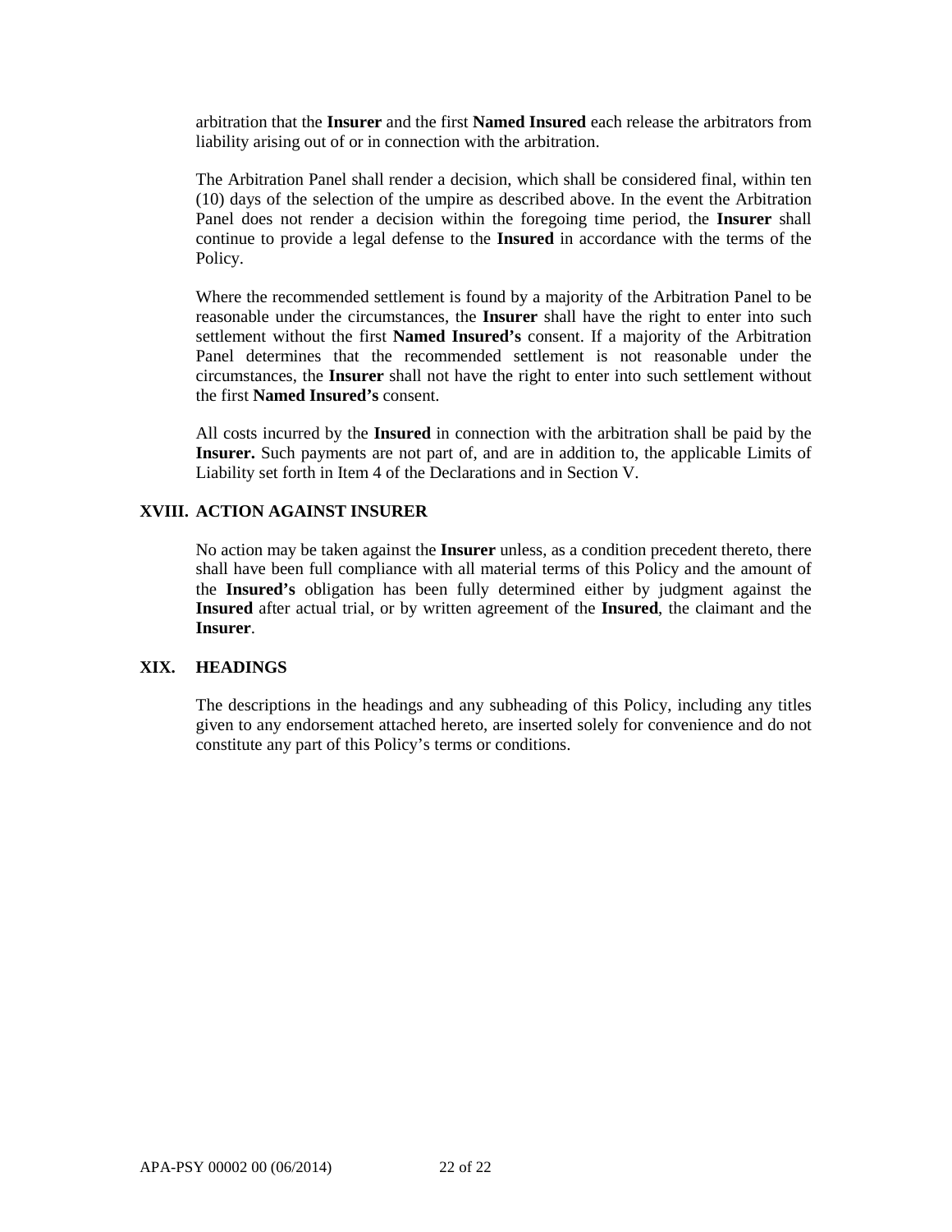arbitration that the **Insurer** and the first **Named Insured** each release the arbitrators from liability arising out of or in connection with the arbitration.

The Arbitration Panel shall render a decision, which shall be considered final, within ten (10) days of the selection of the umpire as described above. In the event the Arbitration Panel does not render a decision within the foregoing time period, the **Insurer** shall continue to provide a legal defense to the **Insured** in accordance with the terms of the Policy.

Where the recommended settlement is found by a majority of the Arbitration Panel to be reasonable under the circumstances, the **Insurer** shall have the right to enter into such settlement without the first **Named Insured's** consent. If a majority of the Arbitration Panel determines that the recommended settlement is not reasonable under the circumstances, the **Insurer** shall not have the right to enter into such settlement without the first **Named Insured's** consent.

All costs incurred by the **Insured** in connection with the arbitration shall be paid by the **Insurer.** Such payments are not part of, and are in addition to, the applicable Limits of Liability set forth in Item 4 of the Declarations and in Section V.

## XVIII. ACTION AGAINST INSURER

No action may be taken against the **Insurer** unless, as a condition precedent thereto, there shall have been full compliance with all material terms of this Policy and the amount of the **Insured's** obligation has been fully determined either by judgment against the **Insured** after actual trial, or by written agreement of the **Insured**, the claimant and the **Insurer**.

## XIX. HEADINGS

The descriptions in the headings and any subheading of this Policy, including any titles given to any endorsement attached hereto, are inserted solely for convenience and do not constitute any part of this Policy's terms or conditions.

APA-PSY 00002 00 (06/2014)